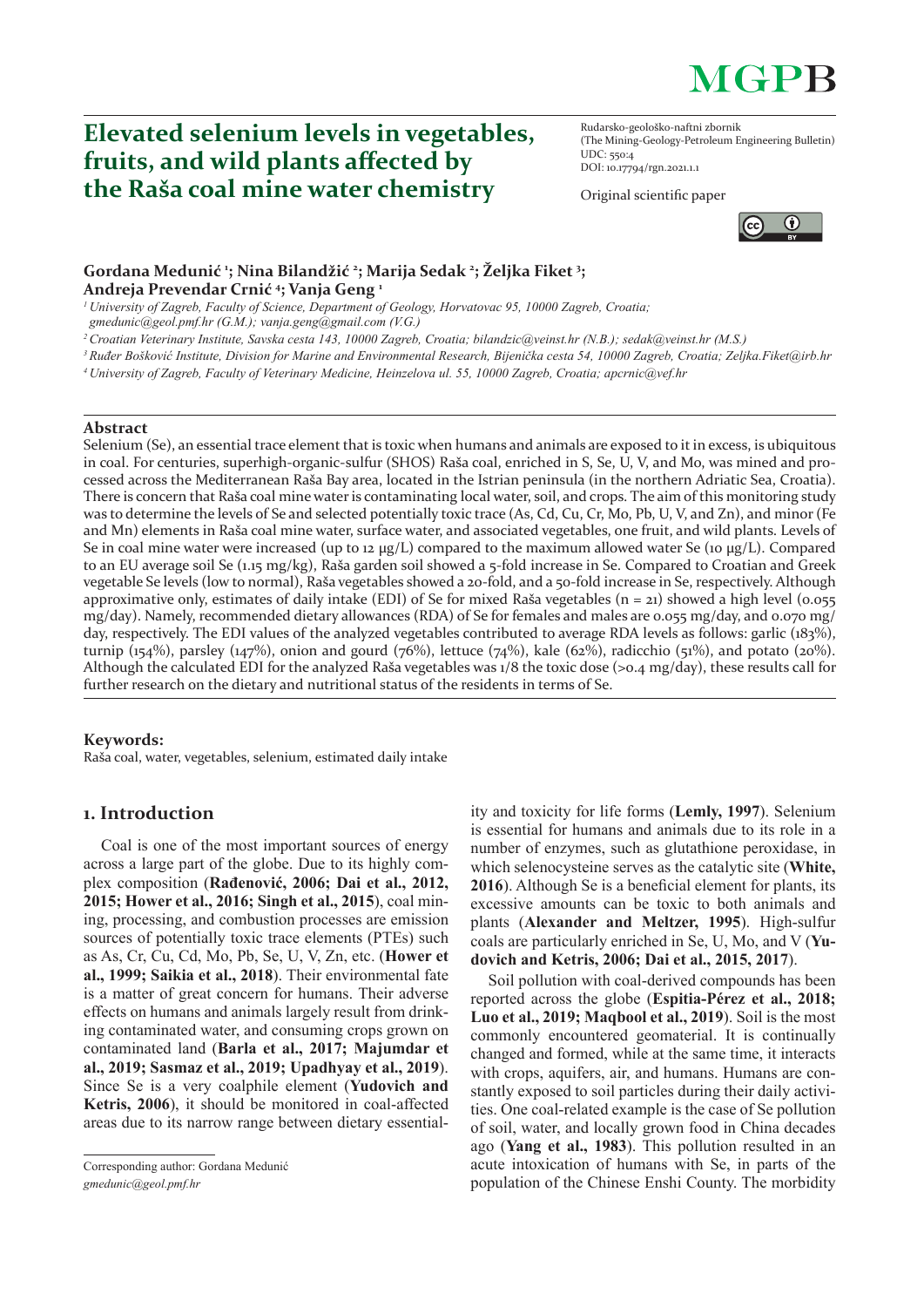# Elevated selenium levels in vegetables, fruits, and wild plants affected by the Raša coal mine water chemistry

Rudarsko-geološko-naftni zbornik
(The Mining-Geology-Petroleum Engineering Bulletin)
UDC: 550:4
DOI: 10.17794/rgn.2021.1.1

Original scientific paper

**Gordana Medunić [1]; Nina Bilandžić [2]; Marija Sedak [2]; Željka Fiket [3]; Andreja Prevendar Crnić [4]; Vanja Geng [1]**

*[1] University of Zagreb, Faculty of Science, Department of Geology, Horvatovac 95, 10000 Zagreb, Croatia; gmedunic@geol.pmf.hr (G.M.); vanja.geng@gmail.com (V.G.)*

*[2] Croatian Veterinary Institute, Savska cesta 143, 10000 Zagreb, Croatia; bilandzic@veinst.hr (N.B.); sedak@veinst.hr (M.S.)*

*[3] Ruđer Bošković Institute, Division for Marine and Environmental Research, Bijenička cesta 54, 10000 Zagreb, Croatia; Zeljka.Fiket@irb.hr*

*[4] University of Zagreb, Faculty of Veterinary Medicine, Heinzelova ul. 55, 10000 Zagreb, Croatia; apcrnic@vef.hr*

## Abstract

Selenium (Se), an essential trace element that is toxic when humans and animals are exposed to it in excess, is ubiquitous in coal. For centuries, superhigh-organic-sulfur (SHOS) Raša coal, enriched in S, Se, U, V, and Mo, was mined and processed across the Mediterranean Raša Bay area, located in the Istrian peninsula (in the northern Adriatic Sea, Croatia). There is concern that Raša coal mine water is contaminating local water, soil, and crops. The aim of this monitoring study was to determine the levels of Se and selected potentially toxic trace (As, Cd, Cu, Cr, Mo, Pb, U, V, and Zn), and minor (Fe and Mn) elements in Raša coal mine water, surface water, and associated vegetables, one fruit, and wild plants. Levels of Se in coal mine water were increased (up to 12 μg/L) compared to the maximum allowed water Se (10 μg/L). Compared to an EU average soil Se (1.15 mg/kg), Raša garden soil showed a 5-fold increase in Se. Compared to Croatian and Greek vegetable Se levels (low to normal), Raša vegetables showed a 20-fold, and a 50-fold increase in Se, respectively. Although approximative only, estimates of daily intake (EDI) of Se for mixed Raša vegetables (n = 21) showed a high level (0.055 mg/day). Namely, recommended dietary allowances (RDA) of Se for females and males are 0.055 mg/day, and 0.070 mg/day, respectively. The EDI values of the analyzed vegetables contributed to average RDA levels as follows: garlic (183%), turnip (154%), parsley (147%), onion and gourd (76%), lettuce (74%), kale (62%), radicchio (51%), and potato (20%). Although the calculated EDI for the analyzed Raša vegetables was 1/8 the toxic dose (>0.4 mg/day), these results call for further research on the dietary and nutritional status of the residents in terms of Se.

**Keywords:**
Raša coal, water, vegetables, selenium, estimated daily intake

## 1. Introduction

Coal is one of the most important sources of energy across a large part of the globe. Due to its highly complex composition (**Rađenović, 2006; Dai et al., 2012, 2015; Hower et al., 2016; Singh et al., 2015**), coal mining, processing, and combustion processes are emission sources of potentially toxic trace elements (PTEs) such as As, Cr, Cu, Cd, Mo, Pb, Se, U, V, Zn, etc. (**Hower et al., 1999; Saikia et al., 2018**). Their environmental fate is a matter of great concern for humans. Their adverse effects on humans and animals largely result from drinking contaminated water, and consuming crops grown on contaminated land (**Barla et al., 2017; Majumdar et al., 2019; Sasmaz et al., 2019; Upadhyay et al., 2019**). Since Se is a very coalphile element (**Yudovich and Ketris, 2006**), it should be monitored in coal-affected areas due to its narrow range between dietary essentiality and toxicity for life forms (**Lemly, 1997**). Selenium is essential for humans and animals due to its role in a number of enzymes, such as glutathione peroxidase, in which selenocysteine serves as the catalytic site (**White, 2016**). Although Se is a beneficial element for plants, its excessive amounts can be toxic to both animals and plants (**Alexander and Meltzer, 1995**). High-sulfur coals are particularly enriched in Se, U, Mo, and V (**Yudovich and Ketris, 2006; Dai et al., 2015, 2017**).

Soil pollution with coal-derived compounds has been reported across the globe (**Espitia-Pérez et al., 2018; Luo et al., 2019; Maqbool et al., 2019**). Soil is the most commonly encountered geomaterial. It is continually changed and formed, while at the same time, it interacts with crops, aquifers, air, and humans. Humans are constantly exposed to soil particles during their daily activities. One coal-related example is the case of Se pollution of soil, water, and locally grown food in China decades ago (**Yang et al., 1983**). This pollution resulted in an acute intoxication of humans with Se, in parts of the population of the Chinese Enshi County. The morbidity

Corresponding author: Gordana Medunić
*gmedunic@geol.pmf.hr*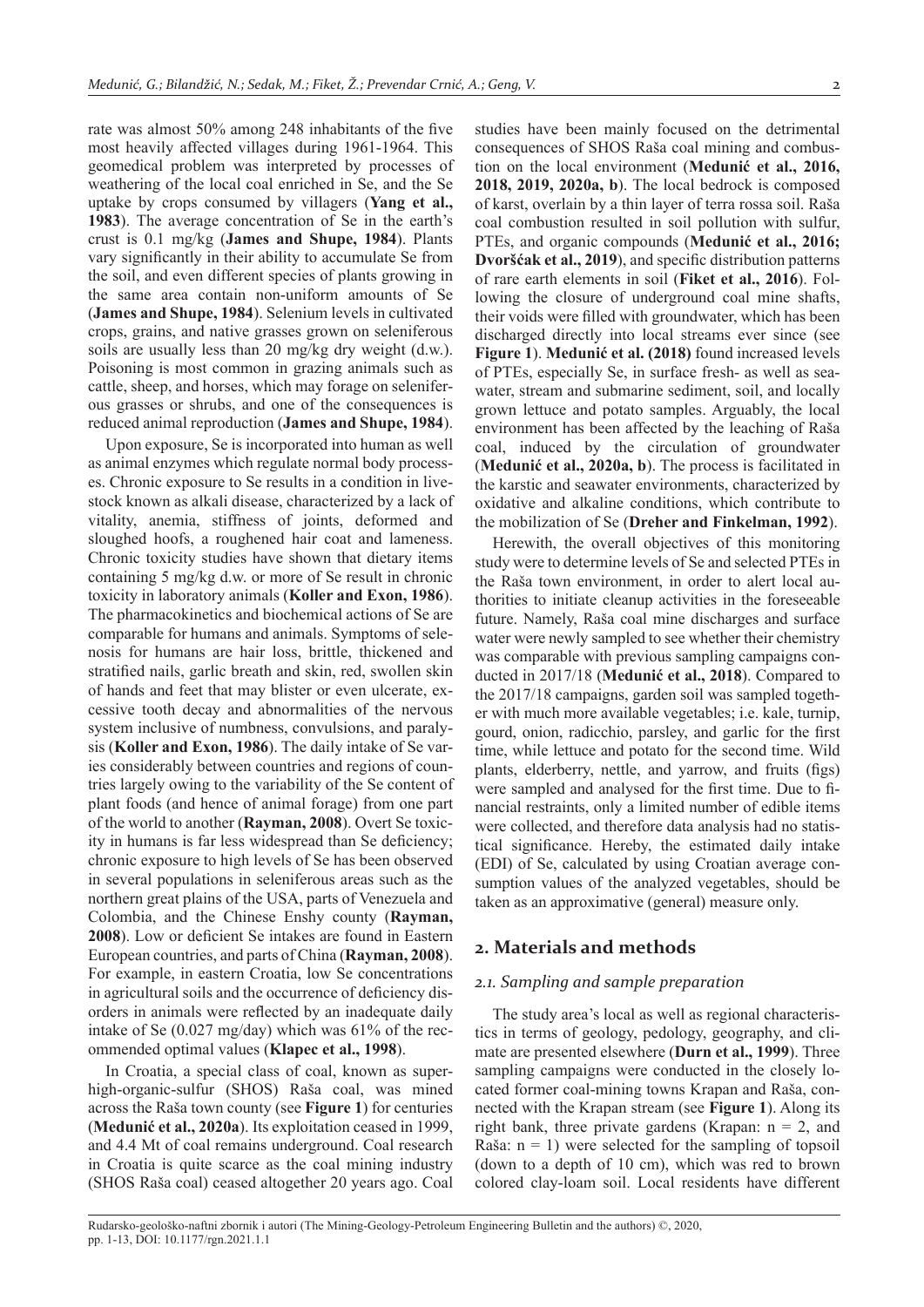rate was almost 50% among 248 inhabitants of the five most heavily affected villages during 1961-1964. This geomedical problem was interpreted by processes of weathering of the local coal enriched in Se, and the Se uptake by crops consumed by villagers (**Yang et al., 1983**). The average concentration of Se in the earth's crust is 0.1 mg/kg (**James and Shupe, 1984**). Plants vary significantly in their ability to accumulate Se from the soil, and even different species of plants growing in the same area contain non-uniform amounts of Se (**James and Shupe, 1984**). Selenium levels in cultivated crops, grains, and native grasses grown on seleniferous soils are usually less than 20 mg/kg dry weight (d.w.). Poisoning is most common in grazing animals such as cattle, sheep, and horses, which may forage on seleniferous grasses or shrubs, and one of the consequences is reduced animal reproduction (**James and Shupe, 1984**).

Upon exposure, Se is incorporated into human as well as animal enzymes which regulate normal body processes. Chronic exposure to Se results in a condition in livestock known as alkali disease, characterized by a lack of vitality, anemia, stiffness of joints, deformed and sloughed hoofs, a roughened hair coat and lameness. Chronic toxicity studies have shown that dietary items containing 5 mg/kg d.w. or more of Se result in chronic toxicity in laboratory animals (**Koller and Exon, 1986**). The pharmacokinetics and biochemical actions of Se are comparable for humans and animals. Symptoms of selenosis for humans are hair loss, brittle, thickened and stratified nails, garlic breath and skin, red, swollen skin of hands and feet that may blister or even ulcerate, excessive tooth decay and abnormalities of the nervous system inclusive of numbness, convulsions, and paralysis (**Koller and Exon, 1986**). The daily intake of Se varies considerably between countries and regions of countries largely owing to the variability of the Se content of plant foods (and hence of animal forage) from one part of the world to another (**Rayman, 2008**). Overt Se toxicity in humans is far less widespread than Se deficiency; chronic exposure to high levels of Se has been observed in several populations in seleniferous areas such as the northern great plains of the USA, parts of Venezuela and Colombia, and the Chinese Enshy county (**Rayman, 2008**). Low or deficient Se intakes are found in Eastern European countries, and parts of China (**Rayman, 2008**). For example, in eastern Croatia, low Se concentrations in agricultural soils and the occurrence of deficiency disorders in animals were reflected by an inadequate daily intake of Se (0.027 mg/day) which was 61% of the recommended optimal values (**Klapec et al., 1998**).

In Croatia, a special class of coal, known as super-high-organic-sulfur (SHOS) Raša coal, was mined across the Raša town county (see **Figure 1**) for centuries (**Medunić et al., 2020a**). Its exploitation ceased in 1999, and 4.4 Mt of coal remains underground. Coal research in Croatia is quite scarce as the coal mining industry (SHOS Raša coal) ceased altogether 20 years ago. Coal studies have been mainly focused on the detrimental consequences of SHOS Raša coal mining and combustion on the local environment (**Medunić et al., 2016, 2018, 2019, 2020a, b**). The local bedrock is composed of karst, overlain by a thin layer of terra rossa soil. Raša coal combustion resulted in soil pollution with sulfur, PTEs, and organic compounds (**Medunić et al., 2016; Dvoršćak et al., 2019**), and specific distribution patterns of rare earth elements in soil (**Fiket et al., 2016**). Following the closure of underground coal mine shafts, their voids were filled with groundwater, which has been discharged directly into local streams ever since (see **Figure 1**). **Medunić et al. (2018)** found increased levels of PTEs, especially Se, in surface fresh- as well as seawater, stream and submarine sediment, soil, and locally grown lettuce and potato samples. Arguably, the local environment has been affected by the leaching of Raša coal, induced by the circulation of groundwater (**Medunić et al., 2020a, b**). The process is facilitated in the karstic and seawater environments, characterized by oxidative and alkaline conditions, which contribute to the mobilization of Se (**Dreher and Finkelman, 1992**).

Herewith, the overall objectives of this monitoring study were to determine levels of Se and selected PTEs in the Raša town environment, in order to alert local authorities to initiate cleanup activities in the foreseeable future. Namely, Raša coal mine discharges and surface water were newly sampled to see whether their chemistry was comparable with previous sampling campaigns conducted in 2017/18 (**Medunić et al., 2018**). Compared to the 2017/18 campaigns, garden soil was sampled together with much more available vegetables; i.e. kale, turnip, gourd, onion, radicchio, parsley, and garlic for the first time, while lettuce and potato for the second time. Wild plants, elderberry, nettle, and yarrow, and fruits (figs) were sampled and analysed for the first time. Due to financial restraints, only a limited number of edible items were collected, and therefore data analysis had no statistical significance. Hereby, the estimated daily intake (EDI) of Se, calculated by using Croatian average consumption values of the analyzed vegetables, should be taken as an approximative (general) measure only.

## 2. Materials and methods

### *2.1. Sampling and sample preparation*

The study area's local as well as regional characteristics in terms of geology, pedology, geography, and climate are presented elsewhere (**Durn et al., 1999**). Three sampling campaigns were conducted in the closely located former coal-mining towns Krapan and Raša, connected with the Krapan stream (see **Figure 1**). Along its right bank, three private gardens (Krapan: n = 2, and Raša: n = 1) were selected for the sampling of topsoil (down to a depth of 10 cm), which was red to brown colored clay-loam soil. Local residents have different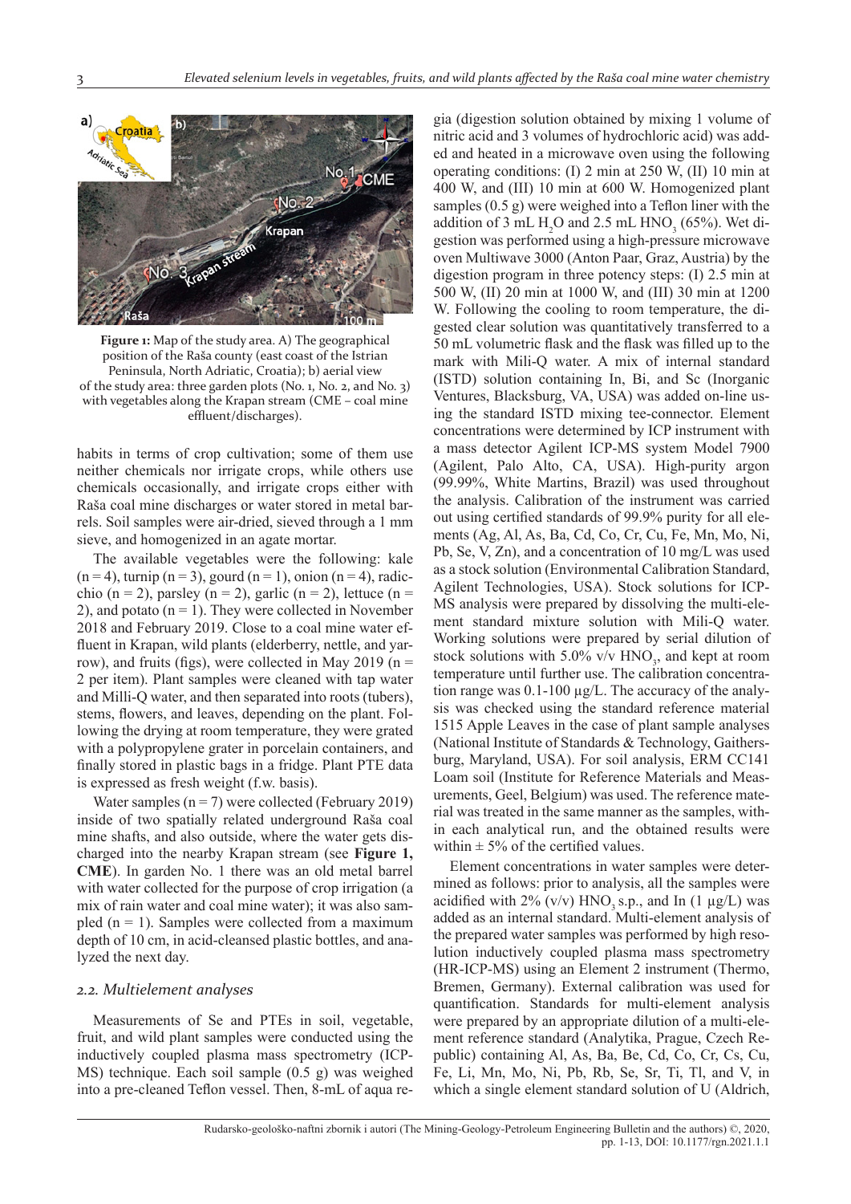**Figure 1:** Map of the study area. A) The geographical position of the Raša county (east coast of the Istrian Peninsula, North Adriatic, Croatia); b) aerial view of the study area: three garden plots (No. 1, No. 2, and No. 3) with vegetables along the Krapan stream (CME – coal mine effluent/discharges).

habits in terms of crop cultivation; some of them use neither chemicals nor irrigate crops, while others use chemicals occasionally, and irrigate crops either with Raša coal mine discharges or water stored in metal barrels. Soil samples were air-dried, sieved through a 1 mm sieve, and homogenized in an agate mortar.

The available vegetables were the following: kale (n = 4), turnip (n = 3), gourd (n = 1), onion (n = 4), radicchio (n = 2), parsley (n = 2), garlic (n = 2), lettuce (n = 2), and potato (n = 1). They were collected in November 2018 and February 2019. Close to a coal mine water effluent in Krapan, wild plants (elderberry, nettle, and yarrow), and fruits (figs), were collected in May 2019 (n = 2 per item). Plant samples were cleaned with tap water and Milli-Q water, and then separated into roots (tubers), stems, flowers, and leaves, depending on the plant. Following the drying at room temperature, they were grated with a polypropylene grater in porcelain containers, and finally stored in plastic bags in a fridge. Plant PTE data is expressed as fresh weight (f.w. basis).

Water samples (n = 7) were collected (February 2019) inside of two spatially related underground Raša coal mine shafts, and also outside, where the water gets discharged into the nearby Krapan stream (see **Figure 1, CME**). In garden No. 1 there was an old metal barrel with water collected for the purpose of crop irrigation (a mix of rain water and coal mine water); it was also sampled (n = 1). Samples were collected from a maximum depth of 10 cm, in acid-cleansed plastic bottles, and analyzed the next day.

### *2.2. Multielement analyses*

Measurements of Se and PTEs in soil, vegetable, fruit, and wild plant samples were conducted using the inductively coupled plasma mass spectrometry (ICP-MS) technique. Each soil sample (0.5 g) was weighed into a pre-cleaned Teflon vessel. Then, 8-mL of aqua regia (digestion solution obtained by mixing 1 volume of nitric acid and 3 volumes of hydrochloric acid) was added and heated in a microwave oven using the following operating conditions: (I) 2 min at 250 W, (II) 10 min at 400 W, and (III) 10 min at 600 W. Homogenized plant samples (0.5 g) were weighed into a Teflon liner with the addition of 3 mL $H_2O$ and 2.5 mL $HNO_3$ (65%). Wet digestion was performed using a high-pressure microwave oven Multiwave 3000 (Anton Paar, Graz, Austria) by the digestion program in three potency steps: (I) 2.5 min at 500 W, (II) 20 min at 1000 W, and (III) 30 min at 1200 W. Following the cooling to room temperature, the digested clear solution was quantitatively transferred to a 50 mL volumetric flask and the flask was filled up to the mark with Mili-Q water. A mix of internal standard (ISTD) solution containing In, Bi, and Sc (Inorganic Ventures, Blacksburg, VA, USA) was added on-line using the standard ISTD mixing tee-connector. Element concentrations were determined by ICP instrument with a mass detector Agilent ICP-MS system Model 7900 (Agilent, Palo Alto, CA, USA). High-purity argon (99.99%, White Martins, Brazil) was used throughout the analysis. Calibration of the instrument was carried out using certified standards of 99.9% purity for all elements (Ag, Al, As, Ba, Cd, Co, Cr, Cu, Fe, Mn, Mo, Ni, Pb, Se, V, Zn), and a concentration of 10 mg/L was used as a stock solution (Environmental Calibration Standard, Agilent Technologies, USA). Stock solutions for ICP-MS analysis were prepared by dissolving the multi-element standard mixture solution with Mili-Q water. Working solutions were prepared by serial dilution of stock solutions with 5.0% v/v $HNO_3$, and kept at room temperature until further use. The calibration concentration range was 0.1-100 µg/L. The accuracy of the analysis was checked using the standard reference material 1515 Apple Leaves in the case of plant sample analyses (National Institute of Standards & Technology, Gaithersburg, Maryland, USA). For soil analysis, ERM CC141 Loam soil (Institute for Reference Materials and Measurements, Geel, Belgium) was used. The reference material was treated in the same manner as the samples, within each analytical run, and the obtained results were within ± 5% of the certified values.

Element concentrations in water samples were determined as follows: prior to analysis, all the samples were acidified with 2% (v/v) $HNO_3$ s.p., and In (1 µg/L) was added as an internal standard. Multi-element analysis of the prepared water samples was performed by high resolution inductively coupled plasma mass spectrometry (HR-ICP-MS) using an Element 2 instrument (Thermo, Bremen, Germany). External calibration was used for quantification. Standards for multi-element analysis were prepared by an appropriate dilution of a multi-element reference standard (Analytika, Prague, Czech Republic) containing Al, As, Ba, Be, Cd, Co, Cr, Cs, Cu, Fe, Li, Mn, Mo, Ni, Pb, Rb, Se, Sr, Ti, Tl, and V, in which a single element standard solution of U (Aldrich,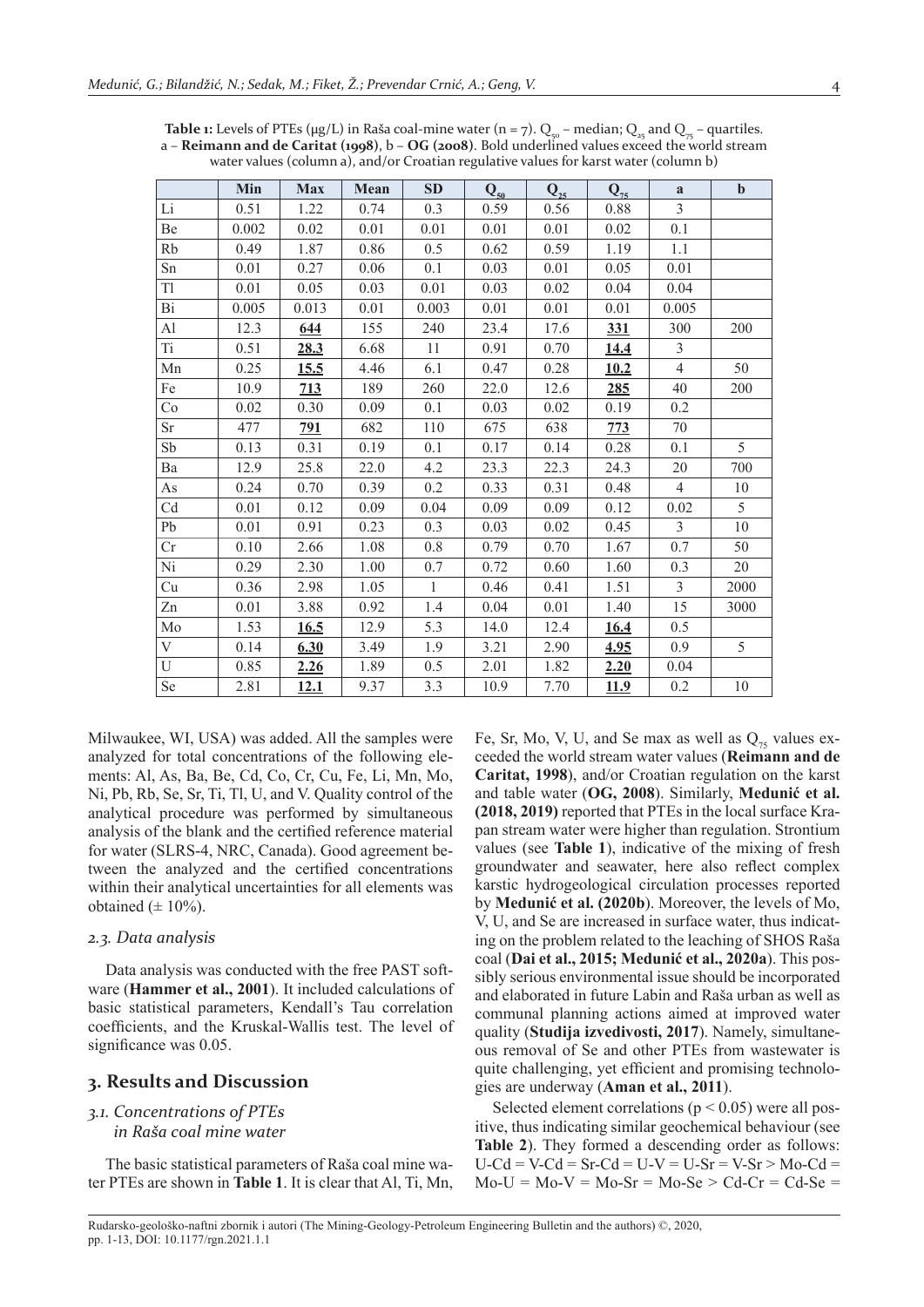**Table 1:** Levels of PTEs (μg/L) in Raša coal-mine water (n = 7). $Q_{50}$ – median; $Q_{25}$ and $Q_{75}$ – quartiles. a – **Reimann and de Caritat (1998)**, b – **OG (2008)**. Bold underlined values exceed the world stream water values (column a), and/or Croatian regulative values for karst water (column b)

| | Min | Max | Mean | SD | $Q_{50}$ | $Q_{25}$ | $Q_{75}$ | a | b |
|---|---|---|---|---|---|---|---|---|---|
| Li | 0.51 | 1.22 | 0.74 | 0.3 | 0.59 | 0.56 | 0.88 | 3 | |
| Be | 0.002 | 0.02 | 0.01 | 0.01 | 0.01 | 0.01 | 0.02 | 0.1 | |
| Rb | 0.49 | 1.87 | 0.86 | 0.5 | 0.62 | 0.59 | 1.19 | 1.1 | |
| Sn | 0.01 | 0.27 | 0.06 | 0.1 | 0.03 | 0.01 | 0.05 | 0.01 | |
| Tl | 0.01 | 0.05 | 0.03 | 0.01 | 0.03 | 0.02 | 0.04 | 0.04 | |
| Bi | 0.005 | 0.013 | 0.01 | 0.003 | 0.01 | 0.01 | 0.01 | 0.005 | |
| Al | 12.3 | **<u>644</u>** | 155 | 240 | 23.4 | 17.6 | **<u>331</u>** | 300 | 200 |
| Ti | 0.51 | **<u>28.3</u>** | 6.68 | 11 | 0.91 | 0.70 | **<u>14.4</u>** | 3 | |
| Mn | 0.25 | **<u>15.5</u>** | 4.46 | 6.1 | 0.47 | 0.28 | **<u>10.2</u>** | 4 | 50 |
| Fe | 10.9 | **<u>713</u>** | 189 | 260 | 22.0 | 12.6 | **<u>285</u>** | 40 | 200 |
| Co | 0.02 | 0.30 | 0.09 | 0.1 | 0.03 | 0.02 | 0.19 | 0.2 | |
| Sr | 477 | **<u>791</u>** | 682 | 110 | 675 | 638 | **<u>773</u>** | 70 | |
| Sb | 0.13 | 0.31 | 0.19 | 0.1 | 0.17 | 0.14 | 0.28 | 0.1 | 5 |
| Ba | 12.9 | 25.8 | 22.0 | 4.2 | 23.3 | 22.3 | 24.3 | 20 | 700 |
| As | 0.24 | 0.70 | 0.39 | 0.2 | 0.33 | 0.31 | 0.48 | 4 | 10 |
| Cd | 0.01 | 0.12 | 0.09 | 0.04 | 0.09 | 0.09 | 0.12 | 0.02 | 5 |
| Pb | 0.01 | 0.91 | 0.23 | 0.3 | 0.03 | 0.02 | 0.45 | 3 | 10 |
| Cr | 0.10 | 2.66 | 1.08 | 0.8 | 0.79 | 0.70 | 1.67 | 0.7 | 50 |
| Ni | 0.29 | 2.30 | 1.00 | 0.7 | 0.72 | 0.60 | 1.60 | 0.3 | 20 |
| Cu | 0.36 | 2.98 | 1.05 | 1 | 0.46 | 0.41 | 1.51 | 3 | 2000 |
| Zn | 0.01 | 3.88 | 0.92 | 1.4 | 0.04 | 0.01 | 1.40 | 15 | 3000 |
| Mo | 1.53 | **<u>16.5</u>** | 12.9 | 5.3 | 14.0 | 12.4 | **<u>16.4</u>** | 0.5 | |
| V | 0.14 | **<u>6.30</u>** | 3.49 | 1.9 | 3.21 | 2.90 | **<u>4.95</u>** | 0.9 | 5 |
| U | 0.85 | **<u>2.26</u>** | 1.89 | 0.5 | 2.01 | 1.82 | **<u>2.20</u>** | 0.04 | |
| Se | 2.81 | **<u>12.1</u>** | 9.37 | 3.3 | 10.9 | 7.70 | **<u>11.9</u>** | 0.2 | 10 |

Milwaukee, WI, USA) was added. All the samples were analyzed for total concentrations of the following elements: Al, As, Ba, Be, Cd, Co, Cr, Cu, Fe, Li, Mn, Mo, Ni, Pb, Rb, Se, Sr, Ti, Tl, U, and V. Quality control of the analytical procedure was performed by simultaneous analysis of the blank and the certified reference material for water (SLRS-4, NRC, Canada). Good agreement between the analyzed and the certified concentrations within their analytical uncertainties for all elements was obtained (± 10%).

### *2.3. Data analysis*

Data analysis was conducted with the free PAST software (**Hammer et al., 2001**). It included calculations of basic statistical parameters, Kendall's Tau correlation coefficients, and the Kruskal-Wallis test. The level of significance was 0.05.

## 3. Results and Discussion

### *3.1. Concentrations of PTEs in Raša coal mine water*

The basic statistical parameters of Raša coal mine water PTEs are shown in **Table 1**. It is clear that Al, Ti, Mn, Fe, Sr, Mo, V, U, and Se max as well as $Q_{75}$ values exceeded the world stream water values (**Reimann and de Caritat, 1998**), and/or Croatian regulation on the karst and table water (**OG, 2008**). Similarly, **Medunić et al. (2018, 2019)** reported that PTEs in the local surface Krapan stream water were higher than regulation. Strontium values (see **Table 1**), indicative of the mixing of fresh groundwater and seawater, here also reflect complex karstic hydrogeological circulation processes reported by **Medunić et al. (2020b)**. Moreover, the levels of Mo, V, U, and Se are increased in surface water, thus indicating on the problem related to the leaching of SHOS Raša coal (**Dai et al., 2015; Medunić et al., 2020a**). This possibly serious environmental issue should be incorporated and elaborated in future Labin and Raša urban as well as communal planning actions aimed at improved water quality (**Studija izvedivosti, 2017**). Namely, simultaneous removal of Se and other PTEs from wastewater is quite challenging, yet efficient and promising technologies are underway (**Aman et al., 2011**).

Selected element correlations ($p < 0.05$) were all positive, thus indicating similar geochemical behaviour (see **Table 2**). They formed a descending order as follows: U-Cd = V-Cd = Sr-Cd = U-V = U-Sr = V-Sr > Mo-Cd = Mo-U = Mo-V = Mo-Sr = Mo-Se > Cd-Cr = Cd-Se =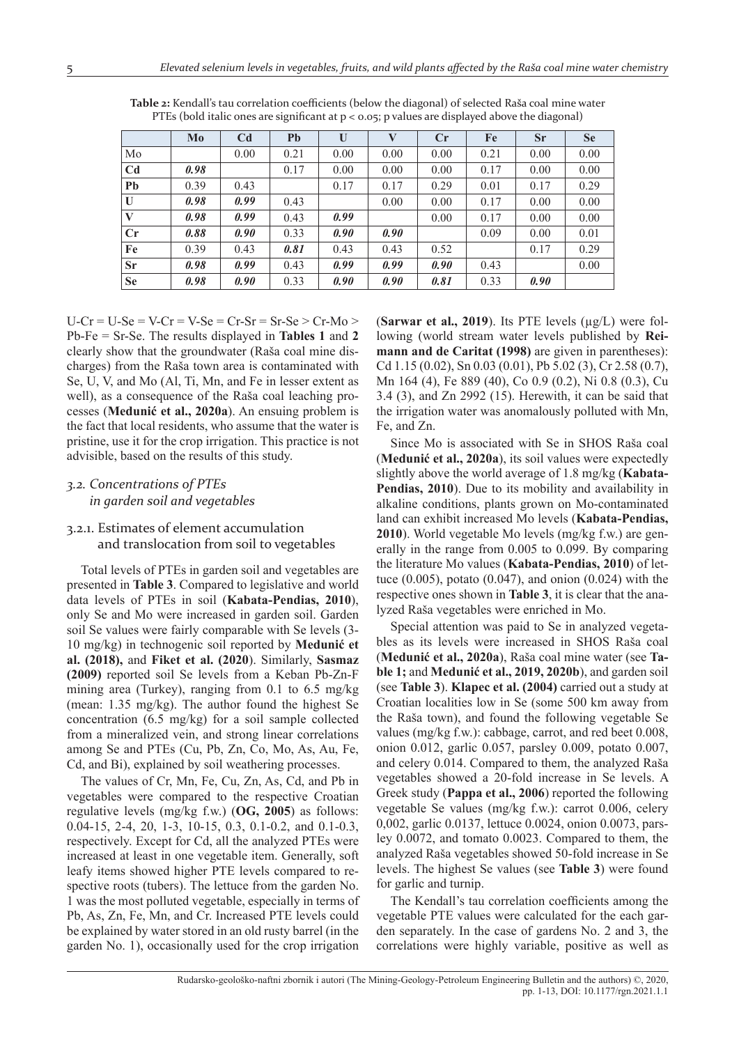**Table 2:** Kendall's tau correlation coefficients (below the diagonal) of selected Raša coal mine water PTEs (bold italic ones are significant at $p < 0.05$; p values are displayed above the diagonal)

| | **Mo** | **Cd** | **Pb** | **U** | **V** | **Cr** | **Fe** | **Sr** | **Se** |
|---|---|---|---|---|---|---|---|---|---|
| Mo | | 0.00 | 0.21 | 0.00 | 0.00 | 0.00 | 0.21 | 0.00 | 0.00 |
| **Cd** | ***0.98*** | | 0.17 | 0.00 | 0.00 | 0.00 | 0.17 | 0.00 | 0.00 |
| **Pb** | 0.39 | 0.43 | | 0.17 | 0.17 | 0.29 | 0.01 | 0.17 | 0.29 |
| **U** | ***0.98*** | ***0.99*** | 0.43 | | 0.00 | 0.00 | 0.17 | 0.00 | 0.00 |
| **V** | ***0.98*** | ***0.99*** | 0.43 | ***0.99*** | | 0.00 | 0.17 | 0.00 | 0.00 |
| **Cr** | ***0.88*** | ***0.90*** | 0.33 | ***0.90*** | ***0.90*** | | 0.09 | 0.00 | 0.01 |
| **Fe** | 0.39 | 0.43 | ***0.81*** | 0.43 | 0.43 | 0.52 | | 0.17 | 0.29 |
| **Sr** | ***0.98*** | ***0.99*** | 0.43 | ***0.99*** | ***0.99*** | ***0.90*** | 0.43 | | 0.00 |
| **Se** | ***0.98*** | ***0.90*** | 0.33 | ***0.90*** | ***0.90*** | ***0.81*** | 0.33 | ***0.90*** | |

U-Cr = U-Se = V-Cr = V-Se = Cr-Sr = Sr-Se > Cr-Mo > Pb-Fe = Sr-Se. The results displayed in **Tables 1** and **2** clearly show that the groundwater (Raša coal mine discharges) from the Raša town area is contaminated with Se, U, V, and Mo (Al, Ti, Mn, and Fe in lesser extent as well), as a consequence of the Raša coal leaching processes (**Medunić et al., 2020a**). An ensuing problem is the fact that local residents, who assume that the water is pristine, use it for the crop irrigation. This practice is not advisible, based on the results of this study.

### *3.2. Concentrations of PTEs in garden soil and vegetables*

#### 3.2.1. Estimates of element accumulation and translocation from soil to vegetables

Total levels of PTEs in garden soil and vegetables are presented in **Table 3**. Compared to legislative and world data levels of PTEs in soil (**Kabata-Pendias, 2010**), only Se and Mo were increased in garden soil. Garden soil Se values were fairly comparable with Se levels (3-10 mg/kg) in technogenic soil reported by **Medunić et al. (2018),** and **Fiket et al. (2020**). Similarly, **Sasmaz (2009)** reported soil Se levels from a Keban Pb-Zn-F mining area (Turkey), ranging from 0.1 to 6.5 mg/kg (mean: 1.35 mg/kg). The author found the highest Se concentration (6.5 mg/kg) for a soil sample collected from a mineralized vein, and strong linear correlations among Se and PTEs (Cu, Pb, Zn, Co, Mo, As, Au, Fe, Cd, and Bi), explained by soil weathering processes.

The values of Cr, Mn, Fe, Cu, Zn, As, Cd, and Pb in vegetables were compared to the respective Croatian regulative levels (mg/kg f.w.) (**OG, 2005**) as follows: 0.04-15, 2-4, 20, 1-3, 10-15, 0.3, 0.1-0.2, and 0.1-0.3, respectively. Except for Cd, all the analyzed PTEs were increased at least in one vegetable item. Generally, soft leafy items showed higher PTE levels compared to respective roots (tubers). The lettuce from the garden No. 1 was the most polluted vegetable, especially in terms of Pb, As, Zn, Fe, Mn, and Cr. Increased PTE levels could be explained by water stored in an old rusty barrel (in the garden No. 1), occasionally used for the crop irrigation (**Sarwar et al., 2019**). Its PTE levels (μg/L) were following (world stream water levels published by **Reimann and de Caritat (1998)** are given in parentheses): Cd 1.15 (0.02), Sn 0.03 (0.01), Pb 5.02 (3), Cr 2.58 (0.7), Mn 164 (4), Fe 889 (40), Co 0.9 (0.2), Ni 0.8 (0.3), Cu 3.4 (3), and Zn 2992 (15). Herewith, it can be said that the irrigation water was anomalously polluted with Mn, Fe, and Zn.

Since Mo is associated with Se in SHOS Raša coal (**Medunić et al., 2020a**), its soil values were expectedly slightly above the world average of 1.8 mg/kg (**Kabata-Pendias, 2010**). Due to its mobility and availability in alkaline conditions, plants grown on Mo-contaminated land can exhibit increased Mo levels (**Kabata-Pendias, 2010**). World vegetable Mo levels (mg/kg f.w.) are generally in the range from 0.005 to 0.099. By comparing the literature Mo values (**Kabata-Pendias, 2010**) of lettuce (0.005), potato (0.047), and onion (0.024) with the respective ones shown in **Table 3**, it is clear that the analyzed Raša vegetables were enriched in Mo.

Special attention was paid to Se in analyzed vegetables as its levels were increased in SHOS Raša coal (**Medunić et al., 2020a**), Raša coal mine water (see **Table 1;** and **Medunić et al., 2019, 2020b**), and garden soil (see **Table 3**). **Klapec et al. (2004)** carried out a study at Croatian localities low in Se (some 500 km away from the Raša town), and found the following vegetable Se values (mg/kg f.w.): cabbage, carrot, and red beet 0.008, onion 0.012, garlic 0.057, parsley 0.009, potato 0.007, and celery 0.014. Compared to them, the analyzed Raša vegetables showed a 20-fold increase in Se levels. A Greek study (**Pappa et al., 2006**) reported the following vegetable Se values (mg/kg f.w.): carrot 0.006, celery 0,002, garlic 0.0137, lettuce 0.0024, onion 0.0073, parsley 0.0072, and tomato 0.0023. Compared to them, the analyzed Raša vegetables showed 50-fold increase in Se levels. The highest Se values (see **Table 3**) were found for garlic and turnip.

The Kendall's tau correlation coefficients among the vegetable PTE values were calculated for the each garden separately. In the case of gardens No. 2 and 3, the correlations were highly variable, positive as well as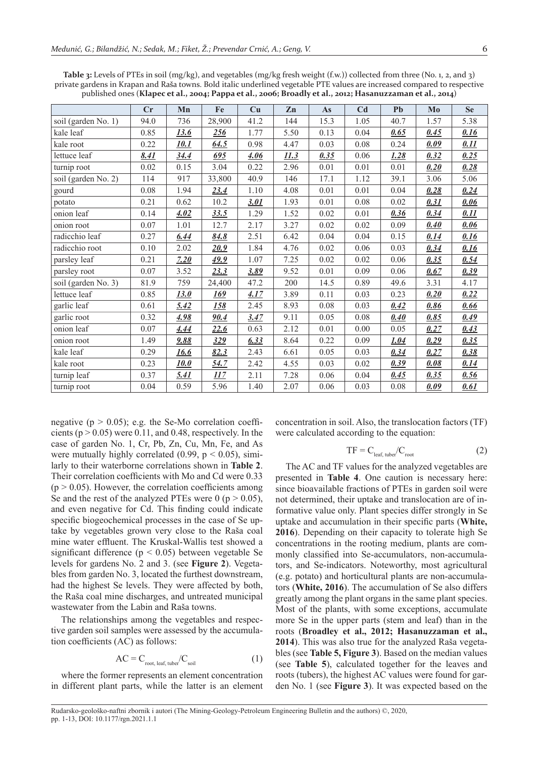**Table 3:** Levels of PTEs in soil (mg/kg), and vegetables (mg/kg fresh weight (f.w.)) collected from three (No. 1, 2, and 3) private gardens in Krapan and Raša towns. Bold italic underlined vegetable PTE values are increased compared to respective published ones (**Klapec et al., 2004; Pappa et al., 2006; Broadly et al., 2012; Hasanuzzaman et al., 2014**)

| | Cr | Mn | Fe | Cu | Zn | As | Cd | Pb | Mo | Se |
|---|---|---|---|---|---|---|---|---|---|---|
| soil (garden No. 1) | 94.0 | 736 | 28,900 | 41.2 | 144 | 15.3 | 1.05 | 40.7 | 1.57 | 5.38 |
| kale leaf | 0.85 | ***13.6*** | ***256*** | 1.77 | 5.50 | 0.13 | 0.04 | ***0.65*** | ***0.45*** | ***0.16*** |
| kale root | 0.22 | ***10.1*** | ***64.5*** | 0.98 | 4.47 | 0.03 | 0.08 | 0.24 | ***0.09*** | ***0.11*** |
| lettuce leaf | ***8.41*** | ***34.4*** | ***695*** | ***4.06*** | ***11.3*** | ***0.35*** | 0.06 | ***1.28*** | ***0.32*** | ***0.25*** |
| turnip root | 0.02 | 0.15 | 3.04 | 0.22 | 2.96 | 0.01 | 0.01 | 0.01 | ***0.20*** | ***0.28*** |
| soil (garden No. 2) | 114 | 917 | 33,800 | 40.9 | 146 | 17.1 | 1.12 | 39.1 | 3.06 | 5.06 |
| gourd | 0.08 | 1.94 | ***23.4*** | 1.10 | 4.08 | 0.01 | 0.01 | 0.04 | ***0.28*** | ***0.24*** |
| potato | 0.21 | 0.62 | 10.2 | ***3.01*** | 1.93 | 0.01 | 0.08 | 0.02 | ***0.31*** | ***0.06*** |
| onion leaf | 0.14 | ***4.02*** | ***33.5*** | 1.29 | 1.52 | 0.02 | 0.01 | ***0.36*** | ***0.34*** | ***0.11*** |
| onion root | 0.07 | 1.01 | 12.7 | 2.17 | 3.27 | 0.02 | 0.02 | 0.09 | ***0.40*** | ***0.06*** |
| radicchio leaf | 0.27 | ***6.44*** | ***84.8*** | 2.51 | 6.42 | 0.04 | 0.04 | 0.15 | ***0.14*** | ***0.16*** |
| radicchio root | 0.10 | 2.02 | ***20.9*** | 1.84 | 4.76 | 0.02 | 0.06 | 0.03 | ***0.34*** | ***0.16*** |
| parsley leaf | 0.21 | ***7.20*** | ***49.9*** | 1.07 | 7.25 | 0.02 | 0.02 | 0.06 | ***0.35*** | ***0.54*** |
| parsley root | 0.07 | 3.52 | ***23.3*** | ***3.89*** | 9.52 | 0.01 | 0.09 | 0.06 | ***0.67*** | ***0.39*** |
| soil (garden No. 3) | 81.9 | 759 | 24,400 | 47.2 | 200 | 14.5 | 0.89 | 49.6 | 3.31 | 4.17 |
| lettuce leaf | 0.85 | ***13.0*** | ***169*** | ***4.17*** | 3.89 | 0.11 | 0.03 | 0.23 | ***0.20*** | ***0.22*** |
| garlic leaf | 0.61 | ***5.42*** | ***158*** | 2.45 | 8.93 | 0.08 | 0.03 | ***0.42*** | ***0.86*** | ***0.66*** |
| garlic root | 0.32 | ***4.98*** | ***90.4*** | ***3.47*** | 9.11 | 0.05 | 0.08 | ***0.40*** | ***0.85*** | ***0.49*** |
| onion leaf | 0.07 | ***4.44*** | ***22.6*** | 0.63 | 2.12 | 0.01 | 0.00 | 0.05 | ***0.27*** | ***0.43*** |
| onion root | 1.49 | ***9.88*** | ***329*** | ***6.33*** | 8.64 | 0.22 | 0.09 | ***1.04*** | ***0.29*** | ***0.35*** |
| kale leaf | 0.29 | ***16.6*** | ***82.3*** | 2.43 | 6.61 | 0.05 | 0.03 | ***0.34*** | ***0.27*** | ***0.38*** |
| kale root | 0.23 | ***10.0*** | ***54.7*** | 2.42 | 4.55 | 0.03 | 0.02 | ***0.39*** | ***0.08*** | ***0.14*** |
| turnip leaf | 0.37 | ***5.41*** | ***117*** | 2.11 | 7.28 | 0.06 | 0.04 | ***0.45*** | ***0.35*** | ***0.56*** |
| turnip root | 0.04 | 0.59 | 5.96 | 1.40 | 2.07 | 0.06 | 0.03 | 0.08 | ***0.09*** | ***0.61*** |

negative ($p > 0.05$); e.g. the Se-Mo correlation coefficients ($p > 0.05$) were 0.11, and 0.48, respectively. In the case of garden No. 1, Cr, Pb, Zn, Cu, Mn, Fe, and As were mutually highly correlated (0.99, $p < 0.05$), similarly to their waterborne correlations shown in **Table 2**. Their correlation coefficients with Mo and Cd were 0.33 ($p > 0.05$). However, the correlation coefficients among Se and the rest of the analyzed PTEs were 0 ($p > 0.05$), and even negative for Cd. This finding could indicate specific biogeochemical processes in the case of Se uptake by vegetables grown very close to the Raša coal mine water effluent. The Kruskal-Wallis test showed a significant difference ($p < 0.05$) between vegetable Se levels for gardens No. 2 and 3. (see **Figure 2**). Vegetables from garden No. 3, located the furthest downstream, had the highest Se levels. They were affected by both, the Raša coal mine discharges, and untreated municipal wastewater from the Labin and Raša towns.

The relationships among the vegetables and respective garden soil samples were assessed by the accumulation coefficients (AC) as follows:

$$AC = C_{root,\ leaf,\ tuber}/C_{soil} \tag{1}$$

where the former represents an element concentration in different plant parts, while the latter is an element concentration in soil. Also, the translocation factors (TF) were calculated according to the equation:

$$TF = C_{leaf,\ tuber}/C_{root} \tag{2}$$

The AC and TF values for the analyzed vegetables are presented in **Table 4**. One caution is necessary here: since bioavailable fractions of PTEs in garden soil were not determined, their uptake and translocation are of informative value only. Plant species differ strongly in Se uptake and accumulation in their specific parts (**White, 2016**). Depending on their capacity to tolerate high Se concentrations in the rooting medium, plants are commonly classified into Se-accumulators, non-accumulators, and Se-indicators. Noteworthy, most agricultural (e.g. potato) and horticultural plants are non-accumulators (**White, 2016**). The accumulation of Se also differs greatly among the plant organs in the same plant species. Most of the plants, with some exceptions, accumulate more Se in the upper parts (stem and leaf) than in the roots (**Broadley et al., 2012; Hasanuzzaman et al., 2014**). This was also true for the analyzed Raša vegetables (see **Table 5, Figure 3**). Based on the median values (see **Table 5**), calculated together for the leaves and roots (tubers), the highest AC values were found for garden No. 1 (see **Figure 3**). It was expected based on the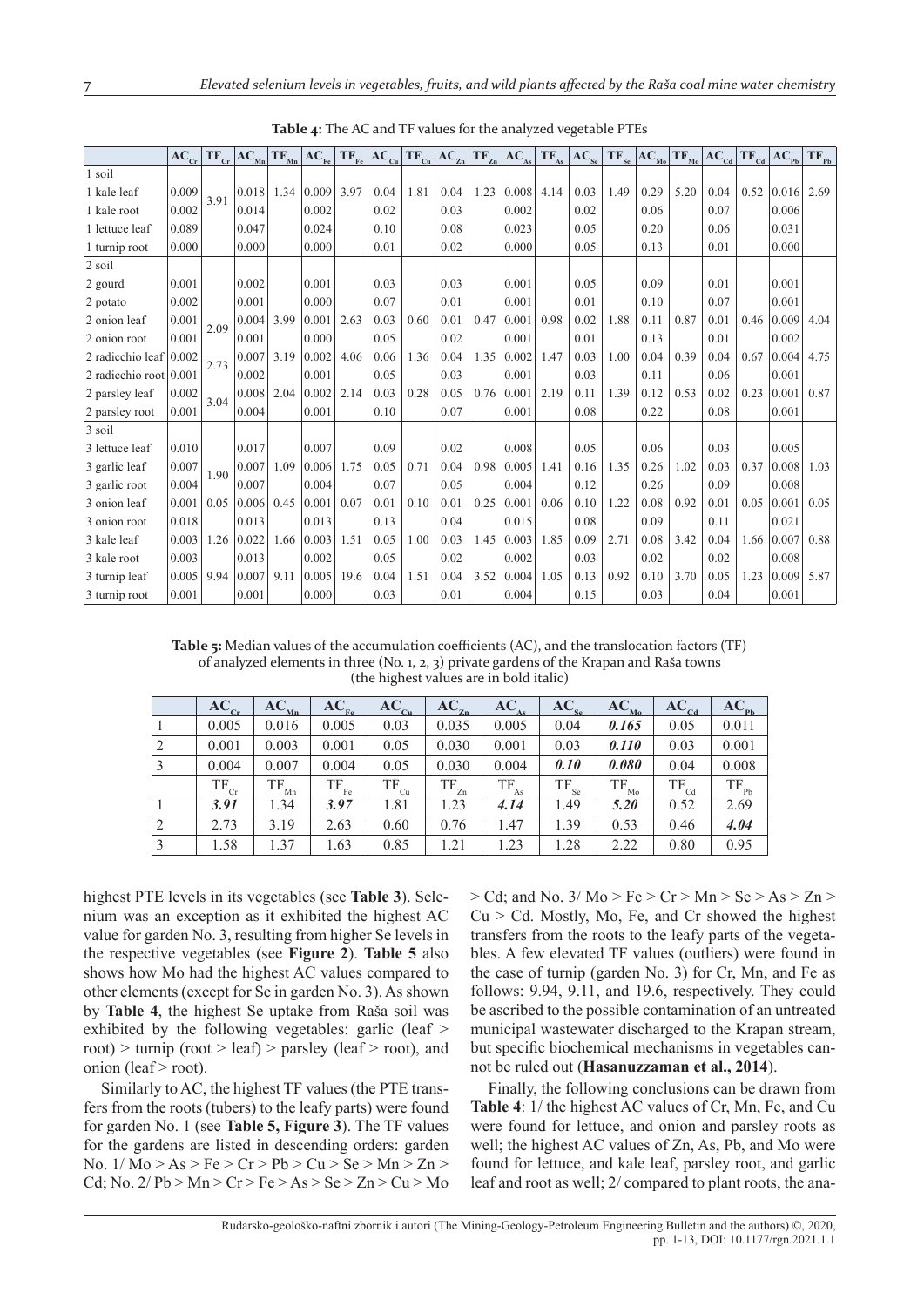**Table 4:** The AC and TF values for the analyzed vegetable PTEs

| | $AC_{Cr}$ | $TF_{Cr}$ | $AC_{Mn}$ | $TF_{Mn}$ | $AC_{Fe}$ | $TF_{Fe}$ | $AC_{Cu}$ | $TF_{Cu}$ | $AC_{Zn}$ | $TF_{Zn}$ | $AC_{As}$ | $TF_{As}$ | $AC_{Se}$ | $TF_{Se}$ | $AC_{Mo}$ | $TF_{Mo}$ | $AC_{Cd}$ | $TF_{Cd}$ | $AC_{Pb}$ | $TF_{Pb}$ |
|---|---|---|---|---|---|---|---|---|---|---|---|---|---|---|---|---|---|---|---|---|
| 1 soil | | | | | | | | | | | | | | | | | | | | |
| 1 kale leaf | 0.009 | 3.91 | 0.018 | 1.34 | 0.009 | 3.97 | 0.04 | 1.81 | 0.04 | 1.23 | 0.008 | 4.14 | 0.03 | 1.49 | 0.29 | 5.20 | 0.04 | 0.52 | 0.016 | 2.69 |
| 1 kale root | 0.002 | | 0.014 | | 0.002 | | 0.02 | | 0.03 | | 0.002 | | 0.02 | | 0.06 | | 0.07 | | 0.006 | |
| 1 lettuce leaf | 0.089 | | 0.047 | | 0.024 | | 0.10 | | 0.08 | | 0.023 | | 0.05 | | 0.20 | | 0.06 | | 0.031 | |
| 1 turnip root | 0.000 | | 0.000 | | 0.000 | | 0.01 | | 0.02 | | 0.000 | | 0.05 | | 0.13 | | 0.01 | | 0.000 | |
| 2 soil | | | | | | | | | | | | | | | | | | | | |
| 2 gourd | 0.001 | | 0.002 | | 0.001 | | 0.03 | | 0.03 | | 0.001 | | 0.05 | | 0.09 | | 0.01 | | 0.001 | |
| 2 potato | 0.002 | | 0.001 | | 0.000 | | 0.07 | | 0.01 | | 0.001 | | 0.01 | | 0.10 | | 0.07 | | 0.001 | |
| 2 onion leaf | 0.001 | 2.09 | 0.004 | 3.99 | 0.001 | 2.63 | 0.03 | 0.60 | 0.01 | 0.47 | 0.001 | 0.98 | 0.02 | 1.88 | 0.11 | 0.87 | 0.01 | 0.46 | 0.009 | 4.04 |
| 2 onion root | 0.001 | | 0.001 | | 0.000 | | 0.05 | | 0.02 | | 0.001 | | 0.01 | | 0.13 | | 0.01 | | 0.002 | |
| 2 radicchio leaf | 0.002 | 2.73 | 0.007 | 3.19 | 0.002 | 4.06 | 0.06 | 1.36 | 0.04 | 1.35 | 0.002 | 1.47 | 0.03 | 1.00 | 0.04 | 0.39 | 0.04 | 0.67 | 0.004 | 4.75 |
| 2 radicchio root | 0.001 | | 0.002 | | 0.001 | | 0.05 | | 0.03 | | 0.001 | | 0.03 | | 0.11 | | 0.06 | | 0.001 | |
| 2 parsley leaf | 0.002 | 3.04 | 0.008 | 2.04 | 0.002 | 2.14 | 0.03 | 0.28 | 0.05 | 0.76 | 0.001 | 2.19 | 0.11 | 1.39 | 0.12 | 0.53 | 0.02 | 0.23 | 0.001 | 0.87 |
| 2 parsley root | 0.001 | | 0.004 | | 0.001 | | 0.10 | | 0.07 | | 0.001 | | 0.08 | | 0.22 | | 0.08 | | 0.001 | |
| 3 soil | | | | | | | | | | | | | | | | | | | | |
| 3 lettuce leaf | 0.010 | | 0.017 | | 0.007 | | 0.09 | | 0.02 | | 0.008 | | 0.05 | | 0.06 | | 0.03 | | 0.005 | |
| 3 garlic leaf | 0.007 | 1.90 | 0.007 | 1.09 | 0.006 | 1.75 | 0.05 | 0.71 | 0.04 | 0.98 | 0.005 | 1.41 | 0.16 | 1.35 | 0.26 | 1.02 | 0.03 | 0.37 | 0.008 | 1.03 |
| 3 garlic root | 0.004 | | 0.007 | | 0.004 | | 0.07 | | 0.05 | | 0.004 | | 0.12 | | 0.26 | | 0.09 | | 0.008 | |
| 3 onion leaf | 0.001 | 0.05 | 0.006 | 0.45 | 0.001 | 0.07 | 0.01 | 0.10 | 0.01 | 0.25 | 0.001 | 0.06 | 0.10 | 1.22 | 0.08 | 0.92 | 0.01 | 0.05 | 0.001 | 0.05 |
| 3 onion root | 0.018 | | 0.013 | | 0.013 | | 0.13 | | 0.04 | | 0.015 | | 0.08 | | 0.09 | | 0.11 | | 0.021 | |
| 3 kale leaf | 0.003 | 1.26 | 0.022 | 1.66 | 0.003 | 1.51 | 0.05 | 1.00 | 0.03 | 1.45 | 0.003 | 1.85 | 0.09 | 2.71 | 0.08 | 3.42 | 0.04 | 1.66 | 0.007 | 0.88 |
| 3 kale root | 0.003 | | 0.013 | | 0.002 | | 0.05 | | 0.02 | | 0.002 | | 0.03 | | 0.02 | | 0.02 | | 0.008 | |
| 3 turnip leaf | 0.005 | 9.94 | 0.007 | 9.11 | 0.005 | 19.6 | 0.04 | 1.51 | 0.04 | 3.52 | 0.004 | 1.05 | 0.13 | 0.92 | 0.10 | 3.70 | 0.05 | 1.23 | 0.009 | 5.87 |
| 3 turnip root | 0.001 | | 0.001 | | 0.000 | | 0.03 | | 0.01 | | 0.004 | | 0.15 | | 0.03 | | 0.04 | | 0.001 | |

**Table 5:** Median values of the accumulation coefficients (AC), and the translocation factors (TF) of analyzed elements in three (No. 1, 2, 3) private gardens of the Krapan and Raša towns (the highest values are in bold italic)

| | $AC_{Cr}$ | $AC_{Mn}$ | $AC_{Fe}$ | $AC_{Cu}$ | $AC_{Zn}$ | $AC_{As}$ | $AC_{Se}$ | $AC_{Mo}$ | $AC_{Cd}$ | $AC_{Pb}$ |
|---|---|---|---|---|---|---|---|---|---|---|
| 1 | 0.005 | 0.016 | 0.005 | 0.03 | 0.035 | 0.005 | 0.04 | ***0.165*** | 0.05 | 0.011 |
| 2 | 0.001 | 0.003 | 0.001 | 0.05 | 0.030 | 0.001 | 0.03 | ***0.110*** | 0.03 | 0.001 |
| 3 | 0.004 | 0.007 | 0.004 | 0.05 | 0.030 | 0.004 | ***0.10*** | ***0.080*** | 0.04 | 0.008 |
| | $TF_{Cr}$ | $TF_{Mn}$ | $TF_{Fe}$ | $TF_{Cu}$ | $TF_{Zn}$ | $TF_{As}$ | $TF_{Se}$ | $TF_{Mo}$ | $TF_{Cd}$ | $TF_{Pb}$ |
| 1 | ***3.91*** | 1.34 | ***3.97*** | 1.81 | 1.23 | ***4.14*** | 1.49 | ***5.20*** | 0.52 | 2.69 |
| 2 | 2.73 | 3.19 | 2.63 | 0.60 | 0.76 | 1.47 | 1.39 | 0.53 | 0.46 | ***4.04*** |
| 3 | 1.58 | 1.37 | 1.63 | 0.85 | 1.21 | 1.23 | 1.28 | 2.22 | 0.80 | 0.95 |

highest PTE levels in its vegetables (see **Table 3**). Selenium was an exception as it exhibited the highest AC value for garden No. 3, resulting from higher Se levels in the respective vegetables (see **Figure 2**). **Table 5** also shows how Mo had the highest AC values compared to other elements (except for Se in garden No. 3). As shown by **Table 4**, the highest Se uptake from Raša soil was exhibited by the following vegetables: garlic (leaf > root) > turnip (root > leaf) > parsley (leaf > root), and onion (leaf > root).

Similarly to AC, the highest TF values (the PTE transfers from the roots (tubers) to the leafy parts) were found for garden No. 1 (see **Table 5, Figure 3**). The TF values for the gardens are listed in descending orders: garden No. 1/ Mo > As > Fe > Cr > Pb > Cu > Se > Mn > Zn > Cd; No. 2/ Pb > Mn > Cr > Fe > As > Se > Zn > Cu > Mo > Cd; and No. 3/ Mo > Fe > Cr > Mn > Se > As > Zn > Cu > Cd. Mostly, Mo, Fe, and Cr showed the highest transfers from the roots to the leafy parts of the vegetables. A few elevated TF values (outliers) were found in the case of turnip (garden No. 3) for Cr, Mn, and Fe as follows: 9.94, 9.11, and 19.6, respectively. They could be ascribed to the possible contamination of an untreated municipal wastewater discharged to the Krapan stream, but specific biochemical mechanisms in vegetables cannot be ruled out (**Hasanuzzaman et al., 2014**).

Finally, the following conclusions can be drawn from **Table 4**: 1/ the highest AC values of Cr, Mn, Fe, and Cu were found for lettuce, and onion and parsley roots as well; the highest AC values of Zn, As, Pb, and Mo were found for lettuce, and kale leaf, parsley root, and garlic leaf and root as well; 2/ compared to plant roots, the ana-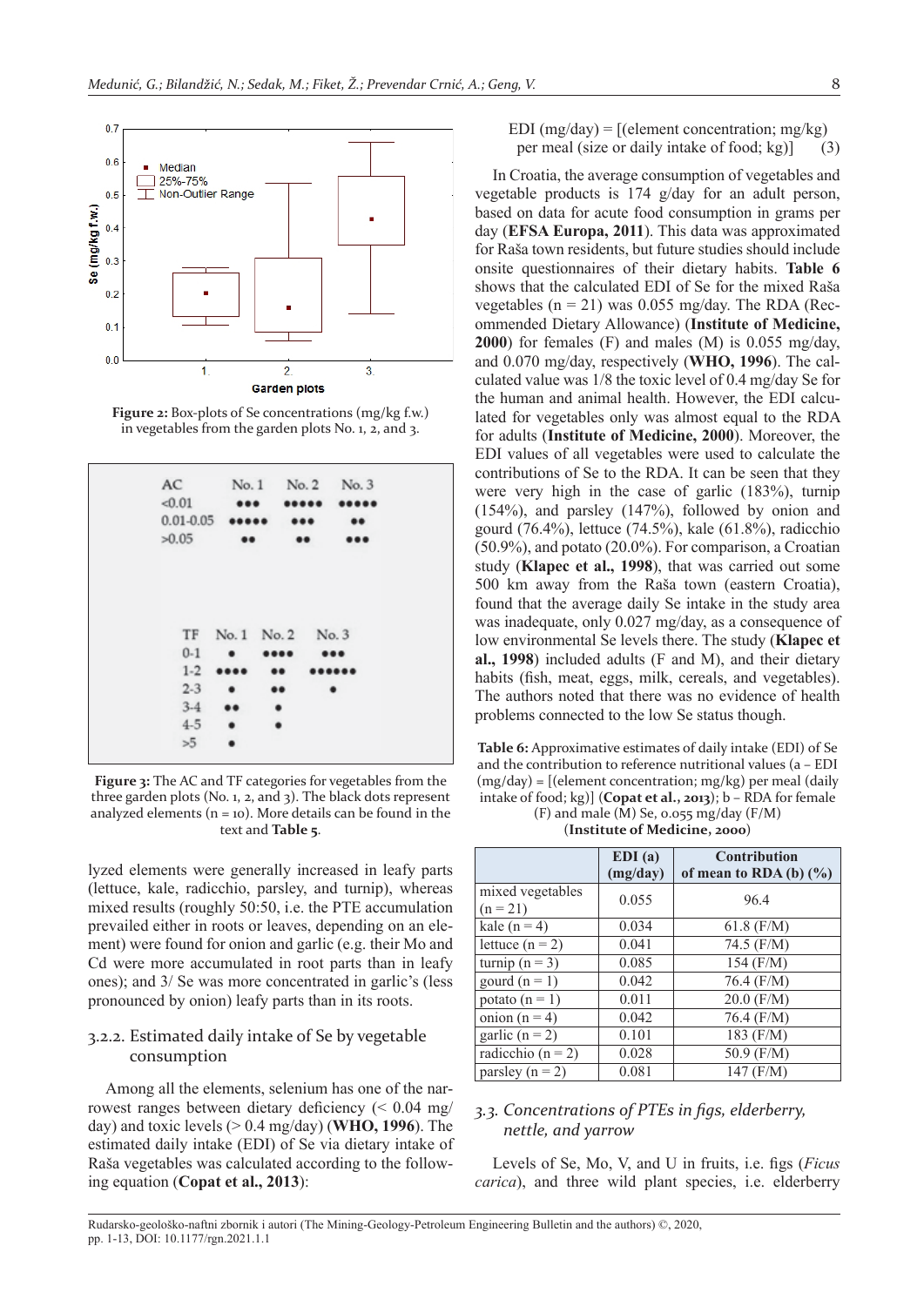**Figure 2:** Box-plots of Se concentrations (mg/kg f.w.) in vegetables from the garden plots No. 1, 2, and 3.

**Figure 3:** The AC and TF categories for vegetables from the three garden plots (No. 1, 2, and 3). The black dots represent analyzed elements (n = 10). More details can be found in the text and **Table 5**.

lyzed elements were generally increased in leafy parts (lettuce, kale, radicchio, parsley, and turnip), whereas mixed results (roughly 50:50, i.e. the PTE accumulation prevailed either in roots or leaves, depending on an element) were found for onion and garlic (e.g. their Mo and Cd were more accumulated in root parts than in leafy ones); and 3/ Se was more concentrated in garlic's (less pronounced by onion) leafy parts than in its roots.

### 3.2.2. Estimated daily intake of Se by vegetable consumption

Among all the elements, selenium has one of the narrowest ranges between dietary deficiency (< 0.04 mg/day) and toxic levels (> 0.4 mg/day) (**WHO, 1996**). The estimated daily intake (EDI) of Se via dietary intake of Raša vegetables was calculated according to the following equation (**Copat et al., 2013**):

$$\text{EDI (mg/day)} = [(\text{element concentration; mg/kg}) \text{ per meal (size or daily intake of food; kg)}] \quad (3)$$

In Croatia, the average consumption of vegetables and vegetable products is 174 g/day for an adult person, based on data for acute food consumption in grams per day (**EFSA Europa, 2011**). This data was approximated for Raša town residents, but future studies should include onsite questionnaires of their dietary habits. **Table 6** shows that the calculated EDI of Se for the mixed Raša vegetables (n = 21) was 0.055 mg/day. The RDA (Recommended Dietary Allowance) (**Institute of Medicine, 2000**) for females (F) and males (M) is 0.055 mg/day, and 0.070 mg/day, respectively (**WHO, 1996**). The calculated value was 1/8 the toxic level of 0.4 mg/day Se for the human and animal health. However, the EDI calculated for vegetables only was almost equal to the RDA for adults (**Institute of Medicine, 2000**). Moreover, the EDI values of all vegetables were used to calculate the contributions of Se to the RDA. It can be seen that they were very high in the case of garlic (183%), turnip (154%), and parsley (147%), followed by onion and gourd (76.4%), lettuce (74.5%), kale (61.8%), radicchio (50.9%), and potato (20.0%). For comparison, a Croatian study (**Klapec et al., 1998**), that was carried out some 500 km away from the Raša town (eastern Croatia), found that the average daily Se intake in the study area was inadequate, only 0.027 mg/day, as a consequence of low environmental Se levels there. The study (**Klapec et al., 1998**) included adults (F and M), and their dietary habits (fish, meat, eggs, milk, cereals, and vegetables). The authors noted that there was no evidence of health problems connected to the low Se status though.

**Table 6:** Approximative estimates of daily intake (EDI) of Se and the contribution to reference nutritional values (a – EDI (mg/day) = [(element concentration; mg/kg) per meal (daily intake of food; kg)] (**Copat et al., 2013**); b – RDA for female (F) and male (M) Se, 0.055 mg/day (F/M) (**Institute of Medicine, 2000**)

| | EDI (a) (mg/day) | Contribution of mean to RDA (b) (%) |
|---|---|---|
| mixed vegetables (n = 21) | 0.055 | 96.4 |
| kale (n = 4) | 0.034 | 61.8 (F/M) |
| lettuce (n = 2) | 0.041 | 74.5 (F/M) |
| turnip (n = 3) | 0.085 | 154 (F/M) |
| gourd (n = 1) | 0.042 | 76.4 (F/M) |
| potato (n = 1) | 0.011 | 20.0 (F/M) |
| onion (n = 4) | 0.042 | 76.4 (F/M) |
| garlic (n = 2) | 0.101 | 183 (F/M) |
| radicchio (n = 2) | 0.028 | 50.9 (F/M) |
| parsley (n = 2) | 0.081 | 147 (F/M) |

### *3.3. Concentrations of PTEs in figs, elderberry, nettle, and yarrow*

Levels of Se, Mo, V, and U in fruits, i.e. figs (*Ficus carica*), and three wild plant species, i.e. elderberry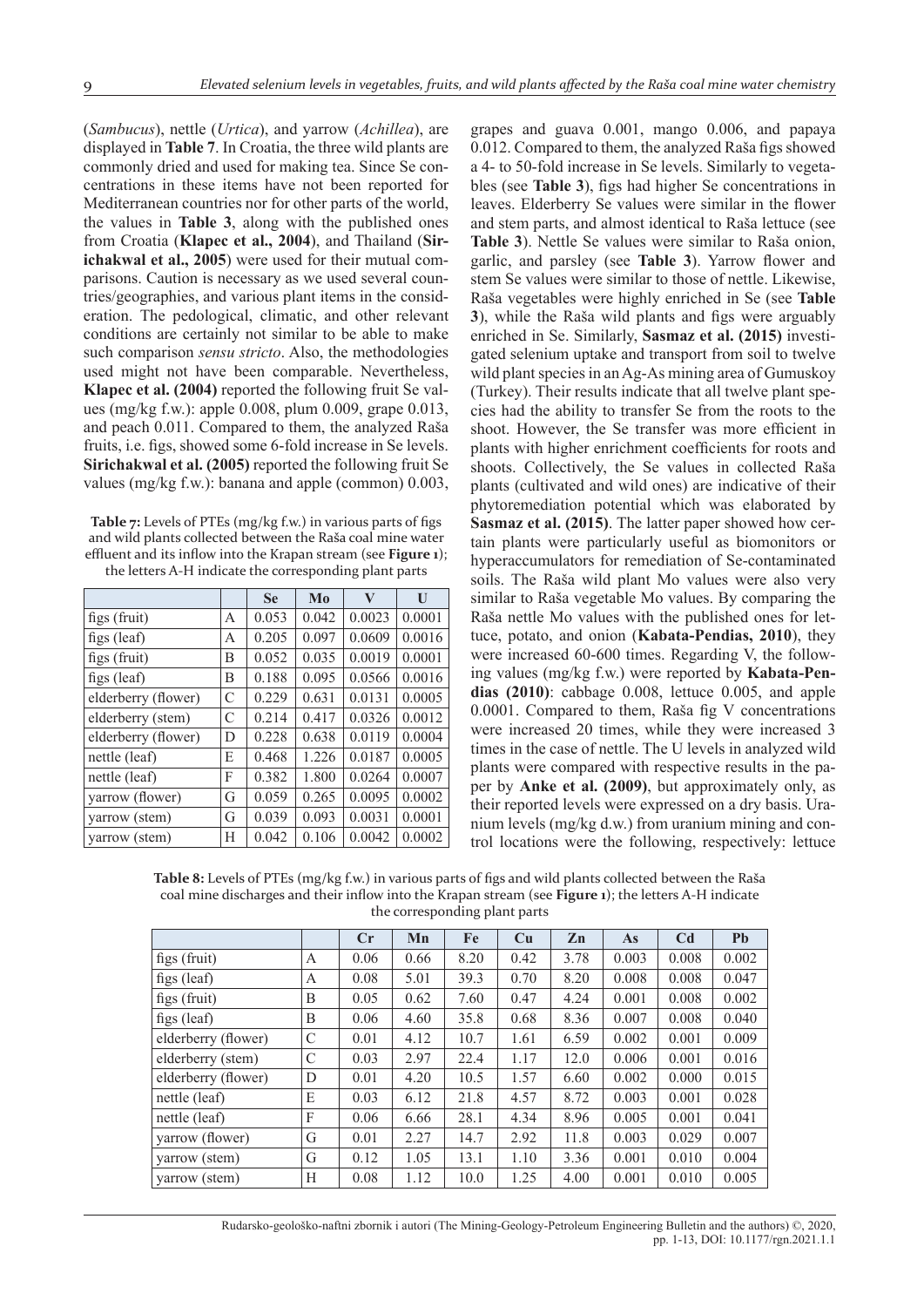(*Sambucus*), nettle (*Urtica*), and yarrow (*Achillea*), are displayed in **Table 7**. In Croatia, the three wild plants are commonly dried and used for making tea. Since Se concentrations in these items have not been reported for Mediterranean countries nor for other parts of the world, the values in **Table 3**, along with the published ones from Croatia (**Klapec et al., 2004**), and Thailand (**Sirichakwal et al., 2005**) were used for their mutual comparisons. Caution is necessary as we used several countries/geographies, and various plant items in the consideration. The pedological, climatic, and other relevant conditions are certainly not similar to be able to make such comparison *sensu stricto*. Also, the methodologies used might not have been comparable. Nevertheless, **Klapec et al. (2004)** reported the following fruit Se values (mg/kg f.w.): apple 0.008, plum 0.009, grape 0.013, and peach 0.011. Compared to them, the analyzed Raša fruits, i.e. figs, showed some 6-fold increase in Se levels. **Sirichakwal et al. (2005)** reported the following fruit Se values (mg/kg f.w.): banana and apple (common) 0.003, grapes and guava 0.001, mango 0.006, and papaya 0.012. Compared to them, the analyzed Raša figs showed a 4- to 50-fold increase in Se levels. Similarly to vegetables (see **Table 3**), figs had higher Se concentrations in leaves. Elderberry Se values were similar in the flower and stem parts, and almost identical to Raša lettuce (see **Table 3**). Nettle Se values were similar to Raša onion, garlic, and parsley (see **Table 3**). Yarrow flower and stem Se values were similar to those of nettle. Likewise, Raša vegetables were highly enriched in Se (see **Table 3**), while the Raša wild plants and figs were arguably enriched in Se. Similarly, **Sasmaz et al. (2015)** investigated selenium uptake and transport from soil to twelve wild plant species in an Ag-As mining area of Gumuskoy (Turkey). Their results indicate that all twelve plant species had the ability to transfer Se from the roots to the shoot. However, the Se transfer was more efficient in plants with higher enrichment coefficients for roots and shoots. Collectively, the Se values in collected Raša plants (cultivated and wild ones) are indicative of their phytoremediation potential which was elaborated by **Sasmaz et al. (2015)**. The latter paper showed how certain plants were particularly useful as biomonitors or hyperaccumulators for remediation of Se-contaminated soils. The Raša wild plant Mo values were also very similar to Raša vegetable Mo values. By comparing the Raša nettle Mo values with the published ones for lettuce, potato, and onion (**Kabata-Pendias, 2010**), they were increased 60-600 times. Regarding V, the following values (mg/kg f.w.) were reported by **Kabata-Pendias (2010)**: cabbage 0.008, lettuce 0.005, and apple 0.0001. Compared to them, Raša fig V concentrations were increased 20 times, while they were increased 3 times in the case of nettle. The U levels in analyzed wild plants were compared with respective results in the paper by **Anke et al. (2009)**, but approximately only, as their reported levels were expressed on a dry basis. Uranium levels (mg/kg d.w.) from uranium mining and control locations were the following, respectively: lettuce

**Table 7:** Levels of PTEs (mg/kg f.w.) in various parts of figs and wild plants collected between the Raša coal mine water effluent and its inflow into the Krapan stream (see **Figure 1**); the letters A-H indicate the corresponding plant parts

| | | Se | Mo | V | U |
|---|---|---|---|---|---|
| figs (fruit) | A | 0.053 | 0.042 | 0.0023 | 0.0001 |
| figs (leaf) | A | 0.205 | 0.097 | 0.0609 | 0.0016 |
| figs (fruit) | B | 0.052 | 0.035 | 0.0019 | 0.0001 |
| figs (leaf) | B | 0.188 | 0.095 | 0.0566 | 0.0016 |
| elderberry (flower) | C | 0.229 | 0.631 | 0.0131 | 0.0005 |
| elderberry (stem) | C | 0.214 | 0.417 | 0.0326 | 0.0012 |
| elderberry (flower) | D | 0.228 | 0.638 | 0.0119 | 0.0004 |
| nettle (leaf) | E | 0.468 | 1.226 | 0.0187 | 0.0005 |
| nettle (leaf) | F | 0.382 | 1.800 | 0.0264 | 0.0007 |
| yarrow (flower) | G | 0.059 | 0.265 | 0.0095 | 0.0002 |
| yarrow (stem) | G | 0.039 | 0.093 | 0.0031 | 0.0001 |
| yarrow (stem) | H | 0.042 | 0.106 | 0.0042 | 0.0002 |

**Table 8:** Levels of PTEs (mg/kg f.w.) in various parts of figs and wild plants collected between the Raša coal mine discharges and their inflow into the Krapan stream (see **Figure 1**); the letters A-H indicate the corresponding plant parts

| | | Cr | Mn | Fe | Cu | Zn | As | Cd | Pb |
|---|---|---|---|---|---|---|---|---|---|
| figs (fruit) | A | 0.06 | 0.66 | 8.20 | 0.42 | 3.78 | 0.003 | 0.008 | 0.002 |
| figs (leaf) | A | 0.08 | 5.01 | 39.3 | 0.70 | 8.20 | 0.008 | 0.008 | 0.047 |
| figs (fruit) | B | 0.05 | 0.62 | 7.60 | 0.47 | 4.24 | 0.001 | 0.008 | 0.002 |
| figs (leaf) | B | 0.06 | 4.60 | 35.8 | 0.68 | 8.36 | 0.007 | 0.008 | 0.040 |
| elderberry (flower) | C | 0.01 | 4.12 | 10.7 | 1.61 | 6.59 | 0.002 | 0.001 | 0.009 |
| elderberry (stem) | C | 0.03 | 2.97 | 22.4 | 1.17 | 12.0 | 0.006 | 0.001 | 0.016 |
| elderberry (flower) | D | 0.01 | 4.20 | 10.5 | 1.57 | 6.60 | 0.002 | 0.000 | 0.015 |
| nettle (leaf) | E | 0.03 | 6.12 | 21.8 | 4.57 | 8.72 | 0.003 | 0.001 | 0.028 |
| nettle (leaf) | F | 0.06 | 6.66 | 28.1 | 4.34 | 8.96 | 0.005 | 0.001 | 0.041 |
| yarrow (flower) | G | 0.01 | 2.27 | 14.7 | 2.92 | 11.8 | 0.003 | 0.029 | 0.007 |
| yarrow (stem) | G | 0.12 | 1.05 | 13.1 | 1.10 | 3.36 | 0.001 | 0.010 | 0.004 |
| yarrow (stem) | H | 0.08 | 1.12 | 10.0 | 1.25 | 4.00 | 0.001 | 0.010 | 0.005 |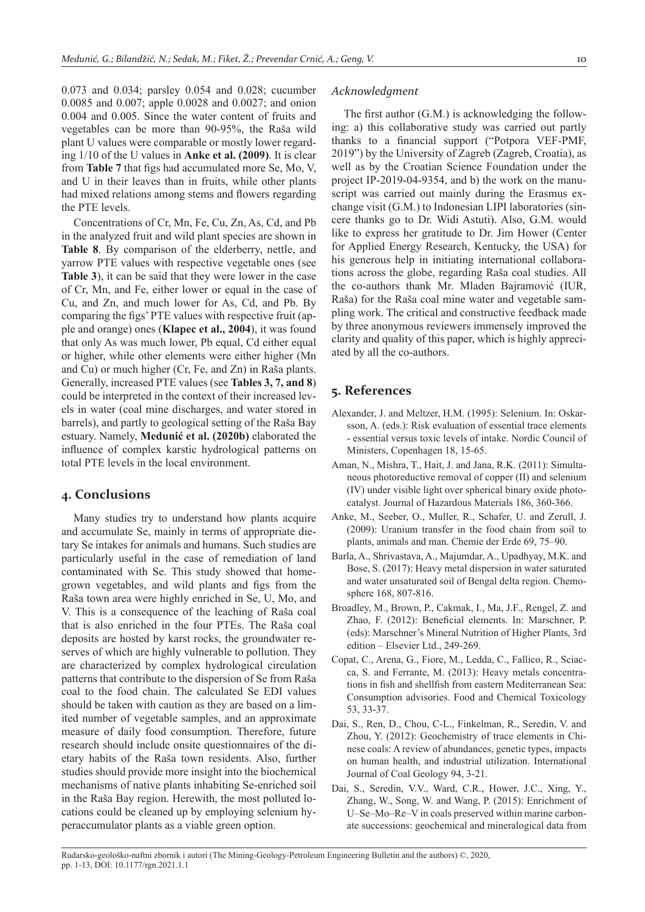0.073 and 0.034; parsley 0.054 and 0.028; cucumber 0.0085 and 0.007; apple 0.0028 and 0.0027; and onion 0.004 and 0.005. Since the water content of fruits and vegetables can be more than 90-95%, the Raša wild plant U values were comparable or mostly lower regarding 1/10 of the U values in **Anke et al. (2009)**. It is clear from **Table 7** that figs had accumulated more Se, Mo, V, and U in their leaves than in fruits, while other plants had mixed relations among stems and flowers regarding the PTE levels.

Concentrations of Cr, Mn, Fe, Cu, Zn, As, Cd, and Pb in the analyzed fruit and wild plant species are shown in **Table 8**. By comparison of the elderberry, nettle, and yarrow PTE values with respective vegetable ones (see **Table 3**), it can be said that they were lower in the case of Cr, Mn, and Fe, either lower or equal in the case of Cu, and Zn, and much lower for As, Cd, and Pb. By comparing the figs' PTE values with respective fruit (apple and orange) ones (**Klapec et al., 2004**), it was found that only As was much lower, Pb equal, Cd either equal or higher, while other elements were either higher (Mn and Cu) or much higher (Cr, Fe, and Zn) in Raša plants. Generally, increased PTE values (see **Tables 3, 7, and 8**) could be interpreted in the context of their increased levels in water (coal mine discharges, and water stored in barrels), and partly to geological setting of the Raša Bay estuary. Namely, **Medunić et al. (2020b)** elaborated the influence of complex karstic hydrological patterns on total PTE levels in the local environment.

## 4. Conclusions

Many studies try to understand how plants acquire and accumulate Se, mainly in terms of appropriate dietary Se intakes for animals and humans. Such studies are particularly useful in the case of remediation of land contaminated with Se. This study showed that homegrown vegetables, and wild plants and figs from the Raša town area were highly enriched in Se, U, Mo, and V. This is a consequence of the leaching of Raša coal that is also enriched in the four PTEs. The Raša coal deposits are hosted by karst rocks, the groundwater reserves of which are highly vulnerable to pollution. They are characterized by complex hydrological circulation patterns that contribute to the dispersion of Se from Raša coal to the food chain. The calculated Se EDI values should be taken with caution as they are based on a limited number of vegetable samples, and an approximate measure of daily food consumption. Therefore, future research should include onsite questionnaires of the dietary habits of the Raša town residents. Also, further studies should provide more insight into the biochemical mechanisms of native plants inhabiting Se-enriched soil in the Raša Bay region. Herewith, the most polluted locations could be cleaned up by employing selenium hyperaccumulator plants as a viable green option.

### *Acknowledgment*

The first author (G.M.) is acknowledging the following: a) this collaborative study was carried out partly thanks to a financial support ("Potpora VEF-PMF, 2019") by the University of Zagreb (Zagreb, Croatia), as well as by the Croatian Science Foundation under the project IP-2019-04-9354, and b) the work on the manuscript was carried out mainly during the Erasmus exchange visit (G.M.) to Indonesian LIPI laboratories (sincere thanks go to Dr. Widi Astuti). Also, G.M. would like to express her gratitude to Dr. Jim Hower (Center for Applied Energy Research, Kentucky, the USA) for his generous help in initiating international collaborations across the globe, regarding Raša coal studies. All the co-authors thank Mr. Mladen Bajramović (IUR, Raša) for the Raša coal mine water and vegetable sampling work. The critical and constructive feedback made by three anonymous reviewers immensely improved the clarity and quality of this paper, which is highly appreciated by all the co-authors.

## 5. References

Alexander, J. and Meltzer, H.M. (1995): Selenium. In: Oskarsson, A. (eds.): Risk evaluation of essential trace elements - essential versus toxic levels of intake. Nordic Council of Ministers, Copenhagen 18, 15-65.

Aman, N., Mishra, T., Hait, J. and Jana, R.K. (2011): Simultaneous photoreductive removal of copper (II) and selenium (IV) under visible light over spherical binary oxide photocatalyst. Journal of Hazardous Materials 186, 360-366.

Anke, M., Seeber, O., Muller, R., Schafer, U. and Zerull, J. (2009): Uranium transfer in the food chain from soil to plants, animals and man. Chemie der Erde 69, 75–90.

Barla, A., Shrivastava, A., Majumdar, A., Upadhyay, M.K. and Bose, S. (2017): Heavy metal dispersion in water saturated and water unsaturated soil of Bengal delta region. Chemosphere 168, 807-816.

Broadley, M., Brown, P., Cakmak, I., Ma, J.F., Rengel, Z. and Zhao, F. (2012): Beneficial elements. In: Marschner, P. (eds): Marschner's Mineral Nutrition of Higher Plants, 3rd edition – Elsevier Ltd., 249-269.

Copat, C., Arena, G., Fiore, M., Ledda, C., Fallico, R., Sciacca, S. and Ferrante, M. (2013): Heavy metals concentrations in fish and shellfish from eastern Mediterranean Sea: Consumption advisories. Food and Chemical Toxicology 53, 33-37.

Dai, S., Ren, D., Chou, C-L., Finkelman, R., Seredin, V. and Zhou, Y. (2012): Geochemistry of trace elements in Chinese coals: A review of abundances, genetic types, impacts on human health, and industrial utilization. International Journal of Coal Geology 94, 3-21.

Dai, S., Seredin, V.V., Ward, C.R., Hower, J.C., Xing, Y., Zhang, W., Song, W. and Wang, P. (2015): Enrichment of U–Se–Mo–Re–V in coals preserved within marine carbonate successions: geochemical and mineralogical data from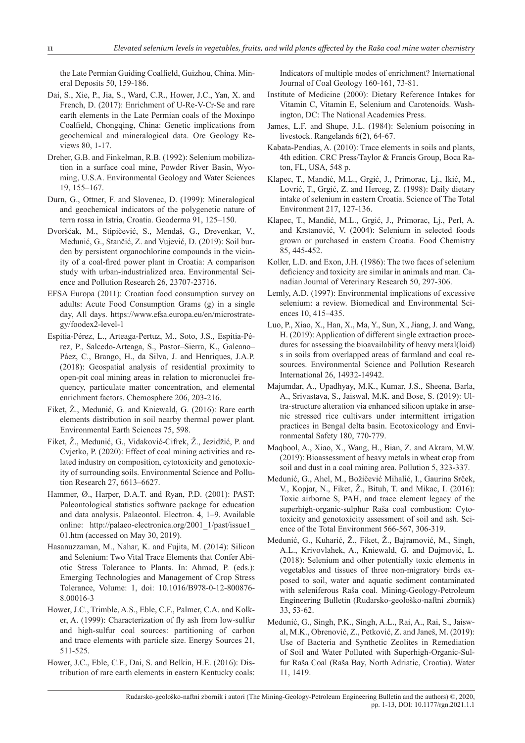the Late Permian Guiding Coalfield, Guizhou, China. Mineral Deposits 50, 159-186.

Dai, S., Xie, P., Jia, S., Ward, C.R., Hower, J.C., Yan, X. and French, D. (2017): Enrichment of U-Re-V-Cr-Se and rare earth elements in the Late Permian coals of the Moxinpo Coalfield, Chongqing, China: Genetic implications from geochemical and mineralogical data. Ore Geology Reviews 80, 1-17.

Dreher, G.B. and Finkelman, R.B. (1992): Selenium mobilization in a surface coal mine, Powder River Basin, Wyoming, U.S.A. Environmental Geology and Water Sciences 19, 155–167.

Durn, G., Ottner, F. and Slovenec, D. (1999): Mineralogical and geochemical indicators of the polygenetic nature of terra rossa in Istria, Croatia. Geoderma 91, 125–150.

Dvoršćak, M., Stipičević, S., Mendaš, G., Drevenkar, V., Medunić, G., Stančić, Z. and Vujević, D. (2019): Soil burden by persistent organochlorine compounds in the vicinity of a coal-fired power plant in Croatia: A comparison study with urban-industrialized area. Environmental Science and Pollution Research 26, 23707-23716.

EFSA Europa (2011): Croatian food consumption survey on adults: Acute Food Consumption Grams (g) in a single day, All days. https://www.efsa.europa.eu/en/microstrategy/foodex2-level-1

Espitia-Pérez, L., Arteaga-Pertuz, M., Soto, J.S., Espitia-Pérez, P., Salcedo-Arteaga, S., Pastor–Sierra, K., Galeano–Páez, C., Brango, H., da Silva, J. and Henriques, J.A.P. (2018): Geospatial analysis of residential proximity to open-pit coal mining areas in relation to micronuclei frequency, particulate matter concentration, and elemental enrichment factors. Chemosphere 206, 203-216.

Fiket, Ž., Medunić, G. and Kniewald, G. (2016): Rare earth elements distribution in soil nearby thermal power plant. Environmental Earth Sciences 75, 598.

Fiket, Ž., Medunić, G., Vidaković-Cifrek, Ž., Jezidžić, P. and Cvjetko, P. (2020): Effect of coal mining activities and related industry on composition, cytotoxicity and genotoxicity of surrounding soils. Environmental Science and Pollution Research 27, 6613–6627.

Hammer, Ø., Harper, D.A.T. and Ryan, P.D. (2001): PAST: Paleontological statistics software package for education and data analysis. Palaeontol. Electron. 4, 1–9. Available online: http://palaeo-electronica.org/2001_1/past/issue1_01.htm (accessed on May 30, 2019).

Hasanuzzaman, M., Nahar, K. and Fujita, M. (2014): Silicon and Selenium: Two Vital Trace Elements that Confer Abiotic Stress Tolerance to Plants. In: Ahmad, P. (eds.): Emerging Technologies and Management of Crop Stress Tolerance, Volume: 1, doi: 10.1016/B978-0-12-800876-8.00016-3

Hower, J.C., Trimble, A.S., Eble, C.F., Palmer, C.A. and Kolker, A. (1999): Characterization of fly ash from low-sulfur and high-sulfur coal sources: partitioning of carbon and trace elements with particle size. Energy Sources 21, 511-525.

Hower, J.C., Eble, C.F., Dai, S. and Belkin, H.E. (2016): Distribution of rare earth elements in eastern Kentucky coals: Indicators of multiple modes of enrichment? International Journal of Coal Geology 160-161, 73-81.

Institute of Medicine (2000): Dietary Reference Intakes for Vitamin C, Vitamin E, Selenium and Carotenoids. Washington, DC: The National Academies Press.

James, L.F. and Shupe, J.L. (1984): Selenium poisoning in livestock. Rangelands 6(2), 64-67.

Kabata-Pendias, A. (2010): Trace elements in soils and plants, 4th edition. CRC Press/Taylor & Francis Group, Boca Raton, FL, USA, 548 p.

Klapec, T., Mandić, M.L., Grgić, J., Primorac, Lj., Ikić, M., Lovrić, T., Grgić, Z. and Herceg, Z. (1998): Daily dietary intake of selenium in eastern Croatia. Science of The Total Environment 217, 127-136.

Klapec, T., Mandić, M.L., Grgić, J., Primorac, Lj., Perl, A. and Krstanović, V. (2004): Selenium in selected foods grown or purchased in eastern Croatia. Food Chemistry 85, 445-452.

Koller, L.D. and Exon, J.H. (1986): The two faces of selenium deficiency and toxicity are similar in animals and man. Canadian Journal of Veterinary Research 50, 297-306.

Lemly, A.D. (1997): Environmental implications of excessive selenium: a review. Biomedical and Environmental Sciences 10, 415–435.

Luo, P., Xiao, X., Han, X., Ma, Y., Sun, X., Jiang, J. and Wang, H. (2019): Application of different single extraction procedures for assessing the bioavailability of heavy metal(loid)s in soils from overlapped areas of farmland and coal resources. Environmental Science and Pollution Research International 26, 14932-14942.

Majumdar, A., Upadhyay, M.K., Kumar, J.S., Sheena, Barla, A., Srivastava, S., Jaiswal, M.K. and Bose, S. (2019): Ultra-structure alteration via enhanced silicon uptake in arsenic stressed rice cultivars under intermittent irrigation practices in Bengal delta basin. Ecotoxicology and Environmental Safety 180, 770-779.

Maqbool, A., Xiao, X., Wang, H., Bian, Z. and Akram, M.W. (2019): Bioassessment of heavy metals in wheat crop from soil and dust in a coal mining area. Pollution 5, 323-337.

Medunić, G., Ahel, M., Božičević Mihalić, I., Gaurina Srček, V., Kopjar, N., Fiket, Ž., Bituh, T. and Mikac, I. (2016): Toxic airborne S, PAH, and trace element legacy of the superhigh-organic-sulphur Raša coal combustion: Cytotoxicity and genotoxicity assessment of soil and ash. Science of the Total Environment 566-567, 306-319.

Medunić, G., Kuharić, Ž., Fiket, Ž., Bajramović, M., Singh, A.L., Krivovlahek, A., Kniewald, G. and Dujmović, L. (2018): Selenium and other potentially toxic elements in vegetables and tissues of three non-migratory birds exposed to soil, water and aquatic sediment contaminated with seleniferous Raša coal. Mining-Geology-Petroleum Engineering Bulletin (Rudarsko-geološko-naftni zbornik) 33, 53-62.

Medunić, G., Singh, P.K., Singh, A.L., Rai, A., Rai, S., Jaiswal, M.K., Obrenović, Z., Petković, Z. and Janeš, M. (2019): Use of Bacteria and Synthetic Zeolites in Remediation of Soil and Water Polluted with Superhigh-Organic-Sulfur Raša Coal (Raša Bay, North Adriatic, Croatia). Water 11, 1419.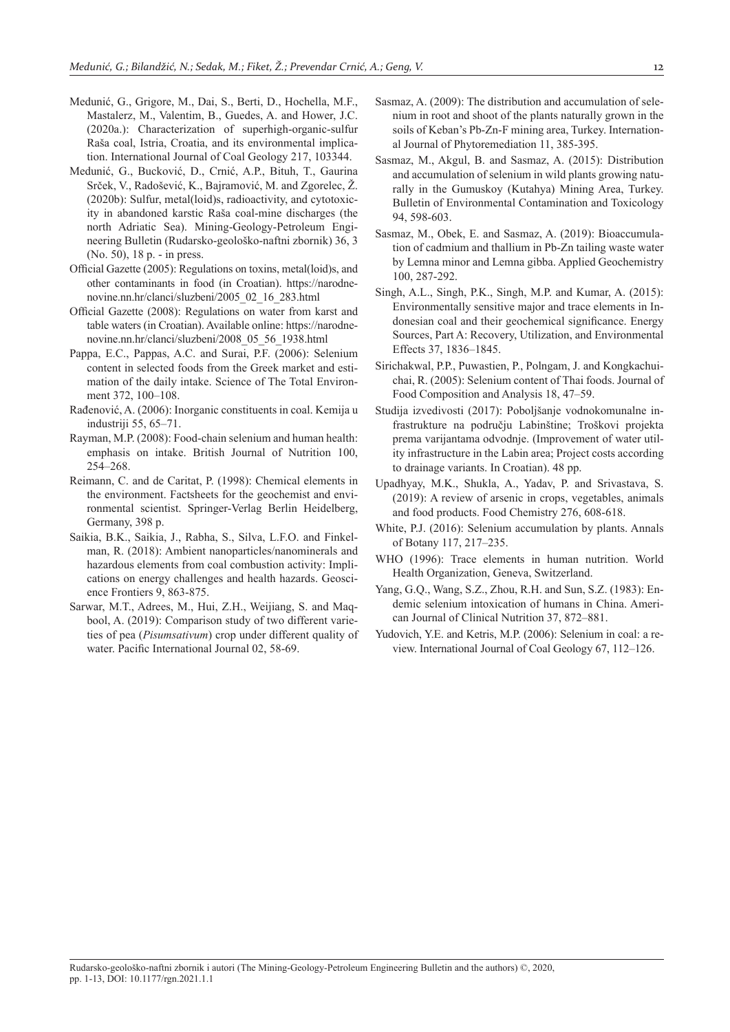Medunić, G., Grigore, M., Dai, S., Berti, D., Hochella, M.F., Mastalerz, M., Valentim, B., Guedes, A. and Hower, J.C. (2020a.): Characterization of superhigh-organic-sulfur Raša coal, Istria, Croatia, and its environmental implication. International Journal of Coal Geology 217, 103344.

Medunić, G., Bucković, D., Crnić, A.P., Bituh, T., Gaurina Srček, V., Radošević, K., Bajramović, M. and Zgorelec, Ž. (2020b): Sulfur, metal(loid)s, radioactivity, and cytotoxicity in abandoned karstic Raša coal-mine discharges (the north Adriatic Sea). Mining-Geology-Petroleum Engineering Bulletin (Rudarsko-geološko-naftni zbornik) 36, 3 (No. 50), 18 p. - in press.

Official Gazette (2005): Regulations on toxins, metal(loid)s, and other contaminants in food (in Croatian). https://narodne-novine.nn.hr/clanci/sluzbeni/2005_02_16_283.html

Official Gazette (2008): Regulations on water from karst and table waters (in Croatian). Available online: https://narodne-novine.nn.hr/clanci/sluzbeni/2008_05_56_1938.html

Pappa, E.C., Pappas, A.C. and Surai, P.F. (2006): Selenium content in selected foods from the Greek market and estimation of the daily intake. Science of The Total Environment 372, 100–108.

Rađenović, A. (2006): Inorganic constituents in coal. Kemija u industriji 55, 65–71.

Rayman, M.P. (2008): Food-chain selenium and human health: emphasis on intake. British Journal of Nutrition 100, 254–268.

Reimann, C. and de Caritat, P. (1998): Chemical elements in the environment. Factsheets for the geochemist and environmental scientist. Springer-Verlag Berlin Heidelberg, Germany, 398 p.

Saikia, B.K., Saikia, J., Rabha, S., Silva, L.F.O. and Finkelman, R. (2018): Ambient nanoparticles/nanominerals and hazardous elements from coal combustion activity: Implications on energy challenges and health hazards. Geoscience Frontiers 9, 863-875.

Sarwar, M.T., Adrees, M., Hui, Z.H., Weijiang, S. and Maqbool, A. (2019): Comparison study of two different varieties of pea (*Pisumsativum*) crop under different quality of water. Pacific International Journal 02, 58-69.

Sasmaz, A. (2009): The distribution and accumulation of selenium in root and shoot of the plants naturally grown in the soils of Keban's Pb-Zn-F mining area, Turkey. International Journal of Phytoremediation 11, 385-395.

Sasmaz, M., Akgul, B. and Sasmaz, A. (2015): Distribution and accumulation of selenium in wild plants growing naturally in the Gumuskoy (Kutahya) Mining Area, Turkey. Bulletin of Environmental Contamination and Toxicology 94, 598-603.

Sasmaz, M., Obek, E. and Sasmaz, A. (2019): Bioaccumulation of cadmium and thallium in Pb-Zn tailing waste water by Lemna minor and Lemna gibba. Applied Geochemistry 100, 287-292.

Singh, A.L., Singh, P.K., Singh, M.P. and Kumar, A. (2015): Environmentally sensitive major and trace elements in Indonesian coal and their geochemical significance. Energy Sources, Part A: Recovery, Utilization, and Environmental Effects 37, 1836–1845.

Sirichakwal, P.P., Puwastien, P., Polngam, J. and Kongkachuichai, R. (2005): Selenium content of Thai foods. Journal of Food Composition and Analysis 18, 47–59.

Studija izvedivosti (2017): Poboljšanje vodnokomunalne infrastrukture na području Labinštine; Troškovi projekta prema varijantama odvodnje. (Improvement of water utility infrastructure in the Labin area; Project costs according to drainage variants. In Croatian). 48 pp.

Upadhyay, M.K., Shukla, A., Yadav, P. and Srivastava, S. (2019): A review of arsenic in crops, vegetables, animals and food products. Food Chemistry 276, 608-618.

White, P.J. (2016): Selenium accumulation by plants. Annals of Botany 117, 217–235.

WHO (1996): Trace elements in human nutrition. World Health Organization, Geneva, Switzerland.

Yang, G.Q., Wang, S.Z., Zhou, R.H. and Sun, S.Z. (1983): Endemic selenium intoxication of humans in China. American Journal of Clinical Nutrition 37, 872–881.

Yudovich, Y.E. and Ketris, M.P. (2006): Selenium in coal: a review. International Journal of Coal Geology 67, 112–126.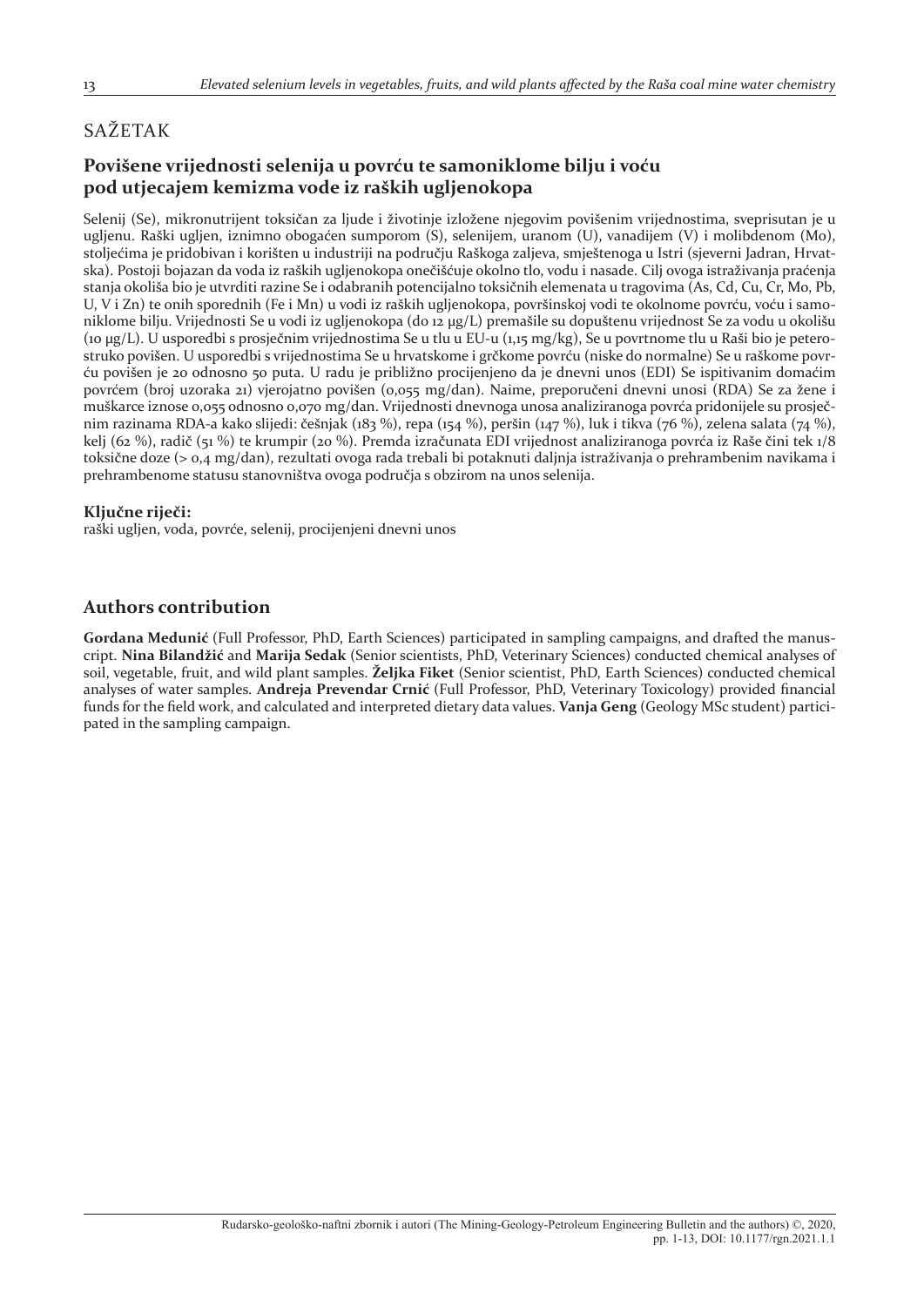## SAŽETAK

### Povišene vrijednosti selenija u povrću te samoniklome bilju i voću pod utjecajem kemizma vode iz raških ugljenokopa

Selenij (Se), mikronutrijent toksičan za ljude i životinje izložene njegovim povišenim vrijednostima, sveprisutan je u ugljenu. Raški ugljen, iznimno obogaćen sumporom (S), selenijem, uranom (U), vanadijem (V) i molibdenom (Mo), stoljećima je pridobivan i korišten u industriji na području Raškoga zaljeva, smještenoga u Istri (sjeverni Jadran, Hrvatska). Postoji bojazan da voda iz raških ugljenokopa onečišćuje okolno tlo, vodu i nasade. Cilj ovoga istraživanja praćenja stanja okoliša bio je utvrditi razine Se i odabranih potencijalno toksičnih elemenata u tragovima (As, Cd, Cu, Cr, Mo, Pb, U, V i Zn) te onih sporednih (Fe i Mn) u vodi iz raških ugljenokopa, površinskoj vodi te okolnome povrću, voću i samoniklome bilju. Vrijednosti Se u vodi iz ugljenokopa (do 12 µg/L) premašile su dopuštenu vrijednost Se za vodu u okolišu (10 µg/L). U usporedbi s prosječnim vrijednostima Se u tlu u EU-u (1,15 mg/kg), Se u površnome tlu u Raši bio je peterostruko povišen. U usporedbi s vrijednostima Se u hrvatskome i grčkome povrću (niske do normalne) Se u raškome povrću povišen je 20 odnosno 50 puta. U radu je približno procijenjeno da je dnevni unos (EDI) Se ispitivanim domaćim povrćem (broj uzoraka 21) vjerojatno povišen (0,055 mg/dan). Naime, preporučeni dnevni unosi (RDA) Se za žene i muškarce iznose 0,055 odnosno 0,070 mg/dan. Vrijednosti dnevnoga unosa analiziranoga povrća pridonijele su prosječnim razinama RDA-a kako slijedi: češnjak (183 %), repa (154 %), peršin (147 %), luk i tikva (76 %), zelena salata (74 %), kelj (62 %), radič (51 %) te krumpir (20 %). Premda izračunata EDI vrijednost analiziranoga povrća iz Raše čini tek 1/8 toksične doze (> 0,4 mg/dan), rezultati ovoga rada trebali bi potaknuti daljnja istraživanja o prehrambenim navikama i prehrambenome statusu stanovništva ovoga područja s obzirom na unos selenija.

**Ključne riječi:**
raški ugljen, voda, povrće, selenij, procijenjeni dnevni unos

## Authors contribution

**Gordana Medunić** (Full Professor, PhD, Earth Sciences) participated in sampling campaigns, and drafted the manuscript. **Nina Bilandžić** and **Marija Sedak** (Senior scientists, PhD, Veterinary Sciences) conducted chemical analyses of soil, vegetable, fruit, and wild plant samples. **Željka Fiket** (Senior scientist, PhD, Earth Sciences) conducted chemical analyses of water samples. **Andreja Prevendar Crnić** (Full Professor, PhD, Veterinary Toxicology) provided financial funds for the field work, and calculated and interpreted dietary data values. **Vanja Geng** (Geology MSc student) participated in the sampling campaign.